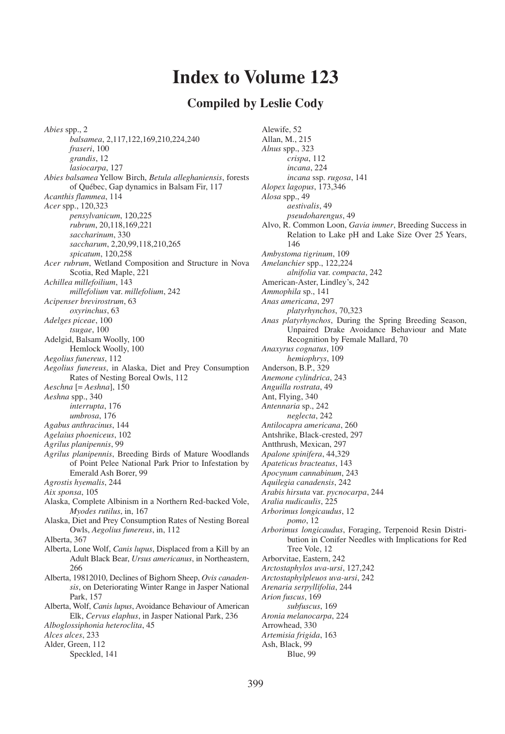# Index to Volume 123

## Compiled by Leslie Cody

*Abies* spp., 2
    *balsamea*, 2,117,122,169,210,224,240
    *fraseri*, 100
    *grandis*, 12
    *lasiocarpa*, 127
*Abies balsamea* Yellow Birch, *Betula alleghaniensis*, forests of Québec, Gap dynamics in Balsam Fir, 117
*Acanthis flammea*, 114
*Acer* spp., 120,323
    *pensylvanicum*, 120,225
    *rubrum*, 20,118,169,221
    *saccharinum*, 330
    *saccharum*, 2,20,99,118,210,265
    *spicatum*, 120,258
*Acer rubrum*, Wetland Composition and Structure in Nova Scotia, Red Maple, 221
*Achillea millefoilium*, 143
    *millefolium* var. *millefolium*, 242
*Acipenser brevirostrum*, 63
    *oxyrinchus*, 63
*Adelges piceae*, 100
    *tsugae*, 100
Adelgid, Balsam Woolly, 100
    Hemlock Woolly, 100
*Aegolius funereus*, 112
*Aegolius funereus*, in Alaska, Diet and Prey Consumption Rates of Nesting Boreal Owls, 112
*Aeschna* [= *Aeshna*], 150
*Aeshna* spp., 340
    *interrupta*, 176
    *umbrosa*, 176
*Agabus anthracinus*, 144
*Agelaius phoeniceus*, 102
*Agrilus planipennis*, 99
*Agrilus planipennis*, Breeding Birds of Mature Woodlands of Point Pelee National Park Prior to Infestation by Emerald Ash Borer, 99
*Agrostis hyemalis*, 244
*Aix sponsa*, 105
Alaska, Complete Albinism in a Northern Red-backed Vole, *Myodes rutilus*, in, 167
Alaska, Diet and Prey Consumption Rates of Nesting Boreal Owls, *Aegolius funereus*, in, 112
Alberta, 367
Alberta, Lone Wolf, *Canis lupus*, Displaced from a Kill by an Adult Black Bear, *Ursus americanus*, in Northeastern, 266
Alberta, 19812010, Declines of Bighorn Sheep, *Ovis canadensis*, on Deteriorating Winter Range in Jasper National Park, 157
Alberta, Wolf, *Canis lupus*, Avoidance Behaviour of American Elk, *Cervus elaphus*, in Jasper National Park, 236
*Alboglossiphonia heteroclita*, 45
*Alces alces*, 233
Alder, Green, 112
    Speckled, 141
Alewife, 52
Allan, M., 215
*Alnus* spp., 323
    *crispa*, 112
    *incana*, 224
    *incana* ssp. *rugosa*, 141
*Alopex lagopus*, 173,346
*Alosa* spp., 49
    *aestivalis*, 49
    *pseudoharengus*, 49
Alvo, R. Common Loon, *Gavia immer*, Breeding Success in Relation to Lake pH and Lake Size Over 25 Years, 146
*Ambystoma tigrinum*, 109
*Amelanchier* spp., 122,224
    *alnifolia* var. *compacta*, 242
American-Aster, Lindley's, 242
*Ammophila* sp., 141
*Anas americana*, 297
    *platyrhynchos*, 70,323
*Anas platyrhynchos*, During the Spring Breeding Season, Unpaired Drake Avoidance Behaviour and Mate Recognition by Female Mallard, 70
*Anaxyrus cognatus*, 109
    *hemiophrys*, 109
Anderson, B.P., 329
*Anemone cylindrica*, 243
*Anguilla rostrata*, 49
Ant, Flying, 340
*Antennaria* sp., 242
    *neglecta*, 242
*Antilocapra americana*, 260
Antshrike, Black-crested, 297
Antthrush, Mexican, 297
*Apalone spinifera*, 44,329
*Apateticus bracteatus*, 143
*Apocynum cannabinum*, 243
*Aquilegia canadensis*, 242
*Arabis hirsuta* var. *pycnocarpa*, 244
*Aralia nudicaulis*, 225
*Arborimus longicaudus*, 12
    *pomo*, 12
*Arborimus longicaudus*, Foraging, Terpenoid Resin Distribution in Conifer Needles with Implications for Red Tree Vole, 12
Arborvitae, Eastern, 242
*Arctostaphylos uva-ursi*, 127,242
*Arctostaphylpleuos uva-ursi*, 242
*Arenaria serpyllifolia*, 244
*Arion fuscus*, 169
    *subfuscus*, 169
*Aronia melanocarpa*, 224
Arrowhead, 330
*Artemisia frigida*, 163
Ash, Black, 99
    Blue, 99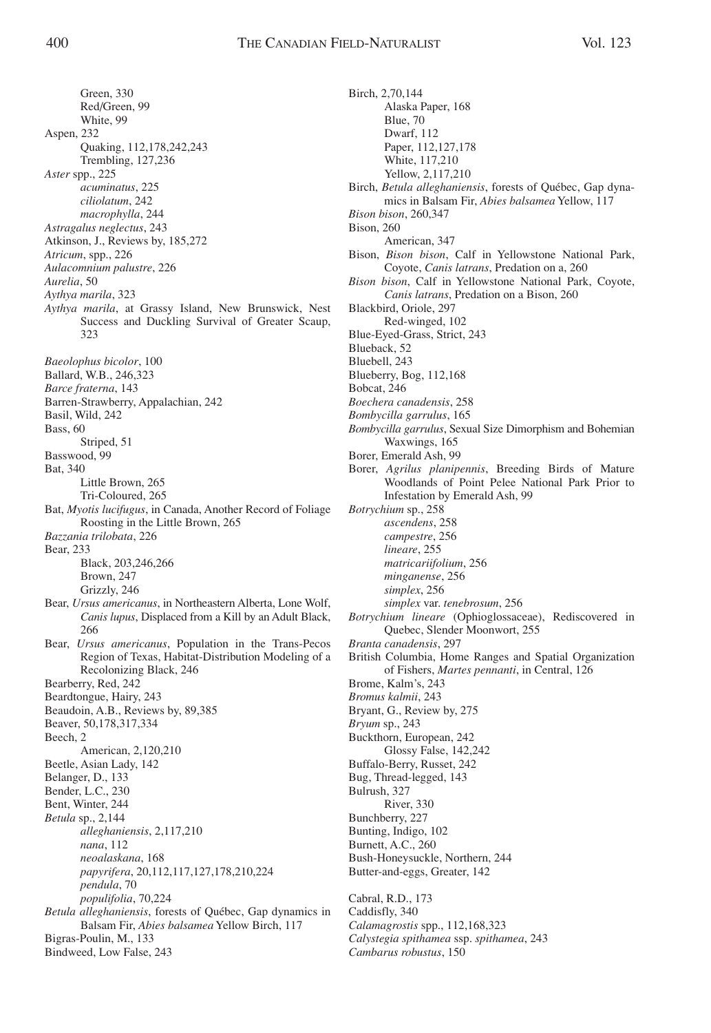Green, 330
Red/Green, 99
White, 99
Aspen, 232
Quaking, 112,178,242,243
Trembling, 127,236
*Aster* spp., 225
*acuminatus*, 225
*ciliolatum*, 242
*macrophylla*, 244
*Astragalus neglectus*, 243
Atkinson, J., Reviews by, 185,272
*Atricum*, spp., 226
*Aulacomnium palustre*, 226
*Aurelia*, 50
*Aythya marila*, 323
*Aythya marila*, at Grassy Island, New Brunswick, Nest Success and Duckling Survival of Greater Scaup, 323

*Baeolophus bicolor*, 100
Ballard, W.B., 246,323
*Barce fraterna*, 143
Barren-Strawberry, Appalachian, 242
Basil, Wild, 242
Bass, 60
Striped, 51
Basswood, 99
Bat, 340
Little Brown, 265
Tri-Coloured, 265
Bat, *Myotis lucifugus*, in Canada, Another Record of Foliage Roosting in the Little Brown, 265
*Bazzania trilobata*, 226
Bear, 233
Black, 203,246,266
Brown, 247
Grizzly, 246
Bear, *Ursus americanus*, in Northeastern Alberta, Lone Wolf, *Canis lupus*, Displaced from a Kill by an Adult Black, 266
Bear, *Ursus americanus*, Population in the Trans-Pecos Region of Texas, Habitat-Distribution Modeling of a Recolonizing Black, 246
Bearberry, Red, 242
Beardtongue, Hairy, 243
Beaudoin, A.B., Reviews by, 89,385
Beaver, 50,178,317,334
Beech, 2
American, 2,120,210
Beetle, Asian Lady, 142
Belanger, D., 133
Bender, L.C., 230
Bent, Winter, 244
*Betula* sp., 2,144
*alleghaniensis*, 2,117,210
*nana*, 112
*neoalaskana*, 168
*papyrifera*, 20,112,117,127,178,210,224
*pendula*, 70
*populifolia*, 70,224
*Betula alleghaniensis*, forests of Québec, Gap dynamics in Balsam Fir, *Abies balsamea* Yellow Birch, 117
Bigras-Poulin, M., 133
Bindweed, Low False, 243

Birch, 2,70,144
Alaska Paper, 168
Blue, 70
Dwarf, 112
Paper, 112,127,178
White, 117,210
Yellow, 2,117,210
Birch, *Betula alleghaniensis*, forests of Québec, Gap dynamics in Balsam Fir, *Abies balsamea* Yellow, 117
*Bison bison*, 260,347
Bison, 260
American, 347
Bison, *Bison bison*, Calf in Yellowstone National Park, Coyote, *Canis latrans*, Predation on a, 260
*Bison bison*, Calf in Yellowstone National Park, Coyote, *Canis latrans*, Predation on a Bison, 260
Blackbird, Oriole, 297
Red-winged, 102
Blue-Eyed-Grass, Strict, 243
Blueback, 52
Bluebell, 243
Blueberry, Bog, 112,168
Bobcat, 246
*Boechera canadensis*, 258
*Bombycilla garrulus*, 165
*Bombycilla garrulus*, Sexual Size Dimorphism and Bohemian Waxwings, 165
Borer, Emerald Ash, 99
Borer, *Agrilus planipennis*, Breeding Birds of Mature Woodlands of Point Pelee National Park Prior to Infestation by Emerald Ash, 99
*Botrychium* sp., 258
*ascendens*, 258
*campestre*, 256
*lineare*, 255
*matricariifolium*, 256
*minganense*, 256
*simplex*, 256
*simplex* var. *tenebrosum*, 256
*Botrychium lineare* (Ophioglossaceae), Rediscovered in Quebec, Slender Moonwort, 255
*Branta canadensis*, 297
British Columbia, Home Ranges and Spatial Organization of Fishers, *Martes pennanti*, in Central, 126
Brome, Kalm's, 243
*Bromus kalmii*, 243
Bryant, G., Review by, 275
*Bryum* sp., 243
Buckthorn, European, 242
Glossy False, 142,242
Buffalo-Berry, Russet, 242
Bug, Thread-legged, 143
Bulrush, 327
River, 330
Bunchberry, 227
Bunting, Indigo, 102
Burnett, A.C., 260
Bush-Honeysuckle, Northern, 244
Butter-and-eggs, Greater, 142

Cabral, R.D., 173
Caddisfly, 340
*Calamagrostis* spp., 112,168,323
*Calystegia spithamea* ssp. *spithamea*, 243
*Cambarus robustus*, 150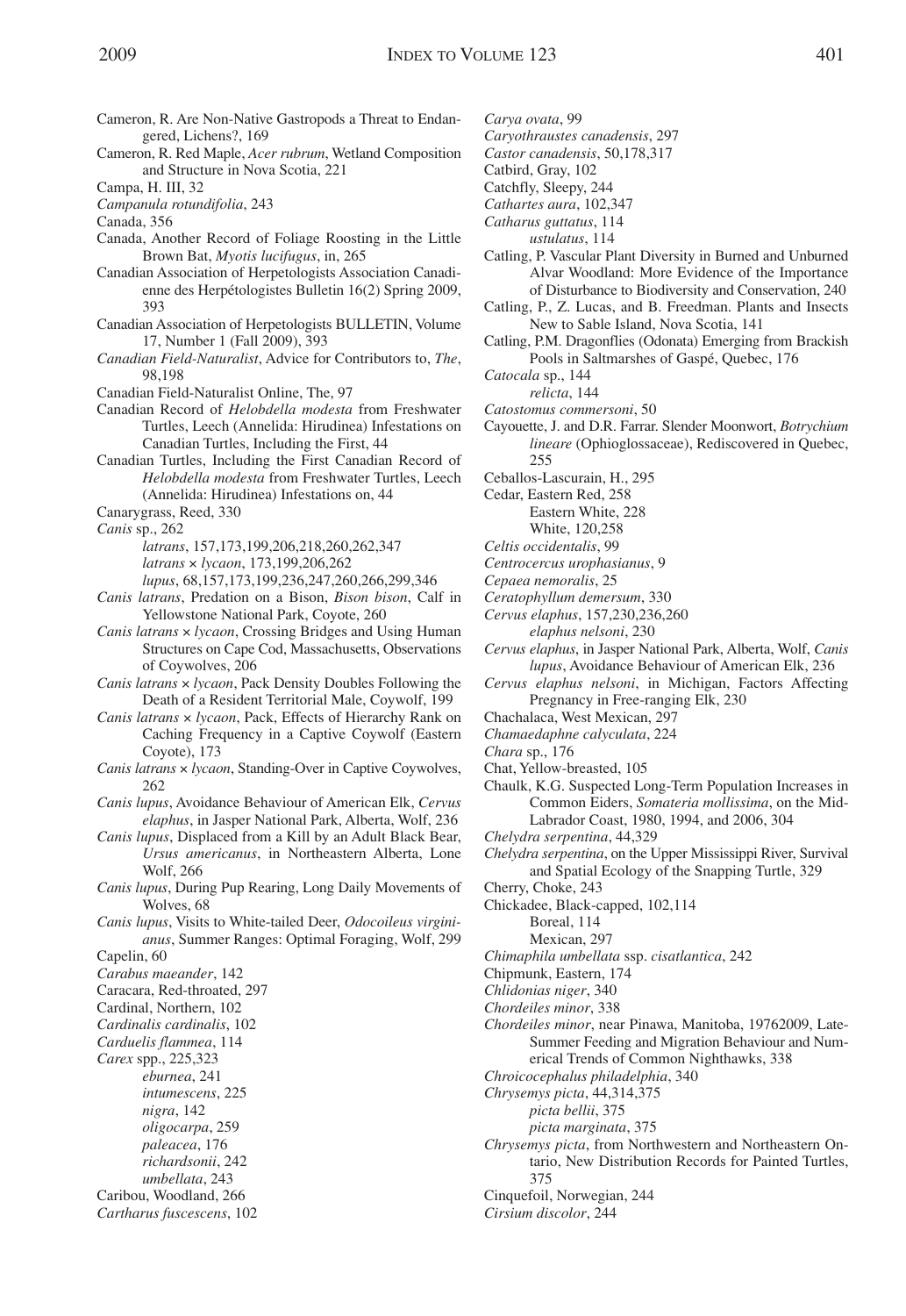Cameron, R. Are Non-Native Gastropods a Threat to Endangered, Lichens?, 169

Cameron, R. Red Maple, *Acer rubrum*, Wetland Composition and Structure in Nova Scotia, 221

Campa, H. III, 32

*Campanula rotundifolia*, 243

Canada, 356

Canada, Another Record of Foliage Roosting in the Little Brown Bat, *Myotis lucifugus*, in, 265

Canadian Association of Herpetologists Association Canadienne des Herpétologistes Bulletin 16(2) Spring 2009, 393

Canadian Association of Herpetologists BULLETIN, Volume 17, Number 1 (Fall 2009), 393

*Canadian Field-Naturalist*, Advice for Contributors to, *The*, 98,198

Canadian Field-Naturalist Online, The, 97

Canadian Record of *Helobdella modesta* from Freshwater Turtles, Leech (Annelida: Hirudinea) Infestations on Canadian Turtles, Including the First, 44

Canadian Turtles, Including the First Canadian Record of *Helobdella modesta* from Freshwater Turtles, Leech (Annelida: Hirudinea) Infestations on, 44

Canarygrass, Reed, 330

*Canis* sp., 262
- *latrans*, 157,173,199,206,218,260,262,347
- *latrans* × *lycaon*, 173,199,206,262
- *lupus*, 68,157,173,199,236,247,260,266,299,346

*Canis latrans*, Predation on a Bison, *Bison bison*, Calf in Yellowstone National Park, Coyote, 260

*Canis latrans* × *lycaon*, Crossing Bridges and Using Human Structures on Cape Cod, Massachusetts, Observations of Coywolves, 206

*Canis latrans* × *lycaon*, Pack Density Doubles Following the Death of a Resident Territorial Male, Coywolf, 199

*Canis latrans* × *lycaon*, Pack, Effects of Hierarchy Rank on Caching Frequency in a Captive Coywolf (Eastern Coyote), 173

*Canis latrans* × *lycaon*, Standing-Over in Captive Coywolves, 262

*Canis lupus*, Avoidance Behaviour of American Elk, *Cervus elaphus*, in Jasper National Park, Alberta, Wolf, 236

*Canis lupus*, Displaced from a Kill by an Adult Black Bear, *Ursus americanus*, in Northeastern Alberta, Lone Wolf, 266

*Canis lupus*, During Pup Rearing, Long Daily Movements of Wolves, 68

*Canis lupus*, Visits to White-tailed Deer, *Odocoileus virginianus*, Summer Ranges: Optimal Foraging, Wolf, 299

Capelin, 60

*Carabus maeander*, 142

Caracara, Red-throated, 297

Cardinal, Northern, 102

*Cardinalis cardinalis*, 102

*Carduelis flammea*, 114

*Carex* spp., 225,323
- *eburnea*, 241
- *intumescens*, 225
- *nigra*, 142
- *oligocarpa*, 259
- *paleacea*, 176
- *richardsonii*, 242
- *umbellata*, 243

Caribou, Woodland, 266

*Cartharus fuscescens*, 102

*Carya ovata*, 99

*Caryothraustes canadensis*, 297

*Castor canadensis*, 50,178,317

Catbird, Gray, 102

Catchfly, Sleepy, 244

*Cathartes aura*, 102,347

*Catharus guttatus*, 114
- *ustulatus*, 114

Catling, P. Vascular Plant Diversity in Burned and Unburned Alvar Woodland: More Evidence of the Importance of Disturbance to Biodiversity and Conservation, 240

Catling, P., Z. Lucas, and B. Freedman. Plants and Insects New to Sable Island, Nova Scotia, 141

Catling, P.M. Dragonflies (Odonata) Emerging from Brackish Pools in Saltmarshes of Gaspé, Quebec, 176

*Catocala* sp., 144
- *relicta*, 144

*Catostomus commersoni*, 50

Cayouette, J. and D.R. Farrar. Slender Moonwort, *Botrychium lineare* (Ophioglossaceae), Rediscovered in Quebec, 255

Ceballos-Lascurain, H., 295

Cedar, Eastern Red, 258
- Eastern White, 228
- White, 120,258

*Celtis occidentalis*, 99

*Centrocercus urophasianus*, 9

*Cepaea nemoralis*, 25

*Ceratophyllum demersum*, 330

*Cervus elaphus*, 157,230,236,260
- *elaphus nelsoni*, 230

*Cervus elaphus*, in Jasper National Park, Alberta, Wolf, *Canis lupus*, Avoidance Behaviour of American Elk, 236

*Cervus elaphus nelsoni*, in Michigan, Factors Affecting Pregnancy in Free-ranging Elk, 230

Chachalaca, West Mexican, 297

*Chamaedaphne calyculata*, 224

*Chara* sp., 176

Chat, Yellow-breasted, 105

Chaulk, K.G. Suspected Long-Term Population Increases in Common Eiders, *Somateria mollissima*, on the Mid-Labrador Coast, 1980, 1994, and 2006, 304

*Chelydra serpentina*, 44,329

*Chelydra serpentina*, on the Upper Mississippi River, Survival and Spatial Ecology of the Snapping Turtle, 329

Cherry, Choke, 243

Chickadee, Black-capped, 102,114
- Boreal, 114
- Mexican, 297

*Chimaphila umbellata* ssp. *cisatlantica*, 242

Chipmunk, Eastern, 174

*Chlidonias niger*, 340

*Chordeiles minor*, 338

*Chordeiles minor*, near Pinawa, Manitoba, 19762009, Late-Summer Feeding and Migration Behaviour and Numerical Trends of Common Nighthawks, 338

*Chroicocephalus philadelphia*, 340

*Chrysemys picta*, 44,314,375
- *picta bellii*, 375
- *picta marginata*, 375

*Chrysemys picta*, from Northwestern and Northeastern Ontario, New Distribution Records for Painted Turtles, 375

Cinquefoil, Norwegian, 244

*Cirsium discolor*, 244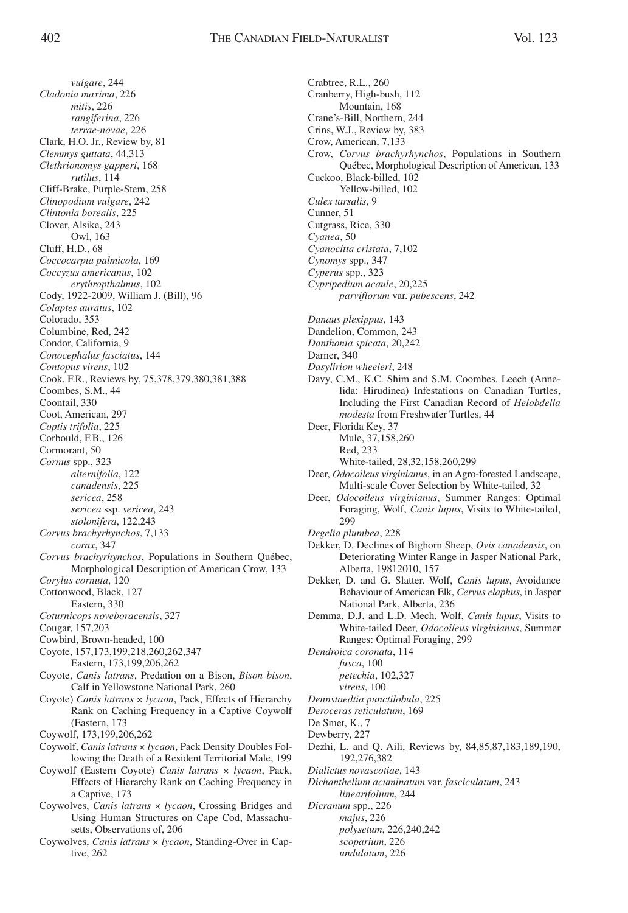*vulgare*, 244
*Cladonia maxima*, 226
*mitis*, 226
*rangiferina*, 226
*terrae-novae*, 226
Clark, H.O. Jr., Review by, 81
*Clemmys guttata*, 44,313
*Clethrionomys gapperi*, 168
*rutilus*, 114
Cliff-Brake, Purple-Stem, 258
*Clinopodium vulgare*, 242
*Clintonia borealis*, 225
Clover, Alsike, 243
Owl, 163
Cluff, H.D., 68
*Coccocarpia palmicola*, 169
*Coccyzus americanus*, 102
*erythropthalmus*, 102
Cody, 1922-2009, William J. (Bill), 96
*Colaptes auratus*, 102
Colorado, 353
Columbine, Red, 242
Condor, California, 9
*Conocephalus fasciatus*, 144
*Contopus virens*, 102
Cook, F.R., Reviews by, 75,378,379,380,381,388
Coombes, S.M., 44
Coontail, 330
Coot, American, 297
*Coptis trifolia*, 225
Corbould, F.B., 126
Cormorant, 50
*Cornus* spp., 323
*alternifolia*, 122
*canadensis*, 225
*sericea*, 258
*sericea* ssp. *sericea*, 243
*stolonifera*, 122,243
*Corvus brachyrhynchos*, 7,133
*corax*, 347
*Corvus brachyrhynchos*, Populations in Southern Québec, Morphological Description of American Crow, 133
*Corylus cornuta*, 120
Cottonwood, Black, 127
Eastern, 330
*Coturnicops noveboracensis*, 327
Cougar, 157,203
Cowbird, Brown-headed, 100
Coyote, 157,173,199,218,260,262,347
Eastern, 173,199,206,262
Coyote, *Canis latrans*, Predation on a Bison, *Bison bison*, Calf in Yellowstone National Park, 260
Coyote) *Canis latrans* × *lycaon*, Pack, Effects of Hierarchy Rank on Caching Frequency in a Captive Coywolf (Eastern, 173
Coywolf, 173,199,206,262
Coywolf, *Canis latrans* × *lycaon*, Pack Density Doubles Following the Death of a Resident Territorial Male, 199
Coywolf (Eastern Coyote) *Canis latrans* × *lycaon*, Pack, Effects of Hierarchy Rank on Caching Frequency in a Captive, 173
Coywolves, *Canis latrans* × *lycaon*, Crossing Bridges and Using Human Structures on Cape Cod, Massachusetts, Observations of, 206
Coywolves, *Canis latrans* × *lycaon*, Standing-Over in Captive, 262
Crabtree, R.L., 260
Cranberry, High-bush, 112
Mountain, 168
Crane's-Bill, Northern, 244
Crins, W.J., Review by, 383
Crow, American, 7,133
Crow, *Corvus brachyrhynchos*, Populations in Southern Québec, Morphological Description of American, 133
Cuckoo, Black-billed, 102
Yellow-billed, 102
*Culex tarsalis*, 9
Cunner, 51
Cutgrass, Rice, 330
*Cyanea*, 50
*Cyanocitta cristata*, 7,102
*Cynomys* spp., 347
*Cyperus* spp., 323
*Cypripedium acaule*, 20,225
*parviflorum* var. *pubescens*, 242

*Danaus plexippus*, 143
Dandelion, Common, 243
*Danthonia spicata*, 20,242
Darner, 340
*Dasylirion wheeleri*, 248
Davy, C.M., K.C. Shim and S.M. Coombes. Leech (Annelida: Hirudinea) Infestations on Canadian Turtles, Including the First Canadian Record of *Helobdella modesta* from Freshwater Turtles, 44
Deer, Florida Key, 37
Mule, 37,158,260
Red, 233
White-tailed, 28,32,158,260,299
Deer, *Odocoileus virginianus*, in an Agro-forested Landscape, Multi-scale Cover Selection by White-tailed, 32
Deer, *Odocoileus virginianus*, Summer Ranges: Optimal Foraging, Wolf, *Canis lupus*, Visits to White-tailed, 299
*Degelia plumbea*, 228
Dekker, D. Declines of Bighorn Sheep, *Ovis canadensis*, on Deteriorating Winter Range in Jasper National Park, Alberta, 19812010, 157
Dekker, D. and G. Slatter. Wolf, *Canis lupus*, Avoidance Behaviour of American Elk, *Cervus elaphus*, in Jasper National Park, Alberta, 236
Demma, D.J. and L.D. Mech. Wolf, *Canis lupus*, Visits to White-tailed Deer, *Odocoileus virginianus*, Summer Ranges: Optimal Foraging, 299
*Dendroica coronata*, 114
*fusca*, 100
*petechia*, 102,327
*virens*, 100
*Dennstaedtia punctilobula*, 225
*Deroceras reticulatum*, 169
De Smet, K., 7
Dewberry, 227
Dezhi, L. and Q. Aili, Reviews by, 84,85,87,183,189,190, 192,276,382
*Dialictus novascotiae*, 143
*Dichanthelium acuminatum* var. *fasciculatum*, 243
*linearifolium*, 244
*Dicranum* spp., 226
*majus*, 226
*polysetum*, 226,240,242
*scoparium*, 226
*undulatum*, 226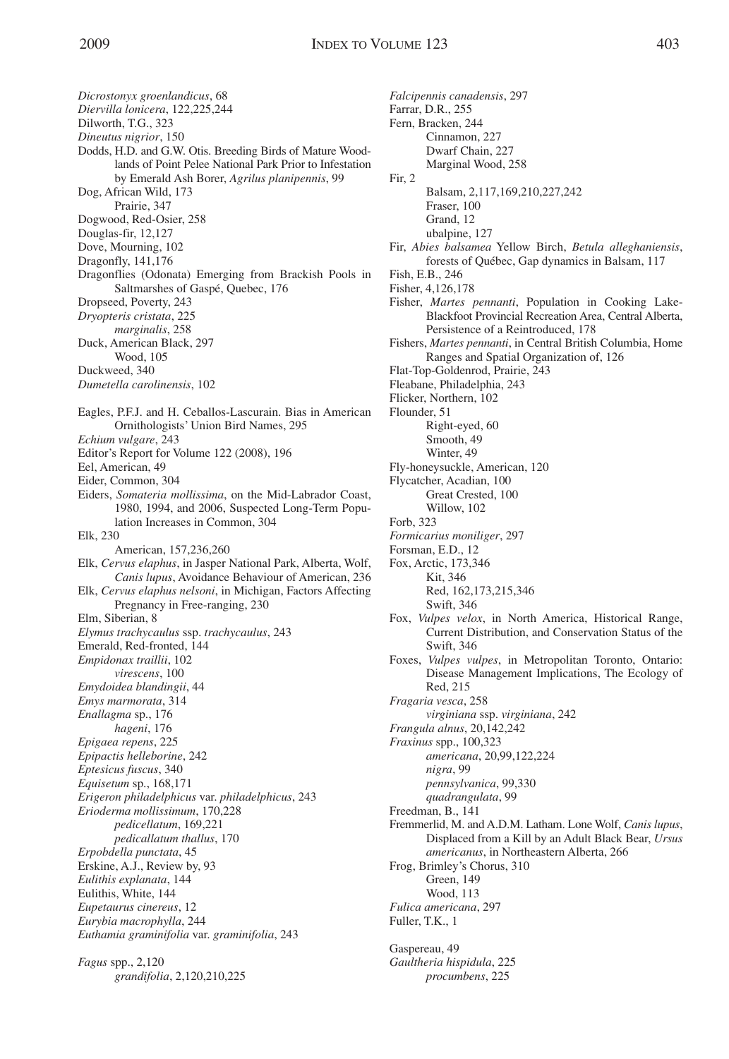*Dicrostonyx groenlandicus*, 68
*Diervilla lonicera*, 122,225,244
Dilworth, T.G., 323
*Dineutus nigrior*, 150
Dodds, H.D. and G.W. Otis. Breeding Birds of Mature Woodlands of Point Pelee National Park Prior to Infestation by Emerald Ash Borer, *Agrilus planipennis*, 99
Dog, African Wild, 173
　　Prairie, 347
Dogwood, Red-Osier, 258
Douglas-fir, 12,127
Dove, Mourning, 102
Dragonfly, 141,176
Dragonflies (Odonata) Emerging from Brackish Pools in Saltmarshes of Gaspé, Quebec, 176
Dropseed, Poverty, 243
*Dryopteris cristata*, 225
　　*marginalis*, 258
Duck, American Black, 297
　　Wood, 105
Duckweed, 340
*Dumetella carolinensis*, 102

Eagles, P.F.J. and H. Ceballos-Lascurain. Bias in American Ornithologists' Union Bird Names, 295
*Echium vulgare*, 243
Editor's Report for Volume 122 (2008), 196
Eel, American, 49
Eider, Common, 304
Eiders, *Somateria mollissima*, on the Mid-Labrador Coast, 1980, 1994, and 2006, Suspected Long-Term Population Increases in Common, 304
Elk, 230
　　American, 157,236,260
Elk, *Cervus elaphus*, in Jasper National Park, Alberta, Wolf, *Canis lupus*, Avoidance Behaviour of American, 236
Elk, *Cervus elaphus nelsoni*, in Michigan, Factors Affecting Pregnancy in Free-ranging, 230
Elm, Siberian, 8
*Elymus trachycaulus* ssp. *trachycaulus*, 243
Emerald, Red-fronted, 144
*Empidonax traillii*, 102
　　*virescens*, 100
*Emydoidea blandingii*, 44
*Emys marmorata*, 314
*Enallagma* sp., 176
　　*hageni*, 176
*Epigaea repens*, 225
*Epipactis helleborine*, 242
*Eptesicus fuscus*, 340
*Equisetum* sp., 168,171
*Erigeron philadelphicus* var. *philadelphicus*, 243
*Erioderma mollissimum*, 170,228
　　*pedicellatum*, 169,221
　　*pedicallatum thallus*, 170
*Erpobdella punctata*, 45
Erskine, A.J., Review by, 93
*Eulithis explanata*, 144
Eulithis, White, 144
*Eupetaurus cinereus*, 12
*Eurybia macrophylla*, 244
*Euthamia graminifolia* var. *graminifolia*, 243

*Fagus* spp., 2,120
　　*grandifolia*, 2,120,210,225
*Falcipennis canadensis*, 297
Farrar, D.R., 255
Fern, Bracken, 244
　　Cinnamon, 227
　　Dwarf Chain, 227
　　Marginal Wood, 258
Fir, 2
　　Balsam, 2,117,169,210,227,242
　　Fraser, 100
　　Grand, 12
　　ubalpine, 127
Fir, *Abies balsamea* Yellow Birch, *Betula alleghaniensis*, forests of Québec, Gap dynamics in Balsam, 117
Fish, E.B., 246
Fisher, 4,126,178
Fisher, *Martes pennanti*, Population in Cooking Lake-Blackfoot Provincial Recreation Area, Central Alberta, Persistence of a Reintroduced, 178
Fishers, *Martes pennanti*, in Central British Columbia, Home Ranges and Spatial Organization of, 126
Flat-Top-Goldenrod, Prairie, 243
Fleabane, Philadelphia, 243
Flicker, Northern, 102
Flounder, 51
　　Right-eyed, 60
　　Smooth, 49
　　Winter, 49
Fly-honeysuckle, American, 120
Flycatcher, Acadian, 100
　　Great Crested, 100
　　Willow, 102
Forb, 323
*Formicarius moniliger*, 297
Forsman, E.D., 12
Fox, Arctic, 173,346
　　Kit, 346
　　Red, 162,173,215,346
　　Swift, 346
Fox, *Vulpes velox*, in North America, Historical Range, Current Distribution, and Conservation Status of the Swift, 346
Foxes, *Vulpes vulpes*, in Metropolitan Toronto, Ontario: Disease Management Implications, The Ecology of Red, 215
*Fragaria vesca*, 258
　　*virginiana* ssp. *virginiana*, 242
*Frangula alnus*, 20,142,242
*Fraxinus* spp., 100,323
　　*americana*, 20,99,122,224
　　*nigra*, 99
　　*pennsylvanica*, 99,330
　　*quadrangulata*, 99
Freedman, B., 141
Fremmerlid, M. and A.D.M. Latham. Lone Wolf, *Canis lupus*, Displaced from a Kill by an Adult Black Bear, *Ursus americanus*, in Northeastern Alberta, 266
Frog, Brimley's Chorus, 310
　　Green, 149
　　Wood, 113
*Fulica americana*, 297
Fuller, T.K., 1

Gaspereau, 49
*Gaultheria hispidula*, 225
　　*procumbens*, 225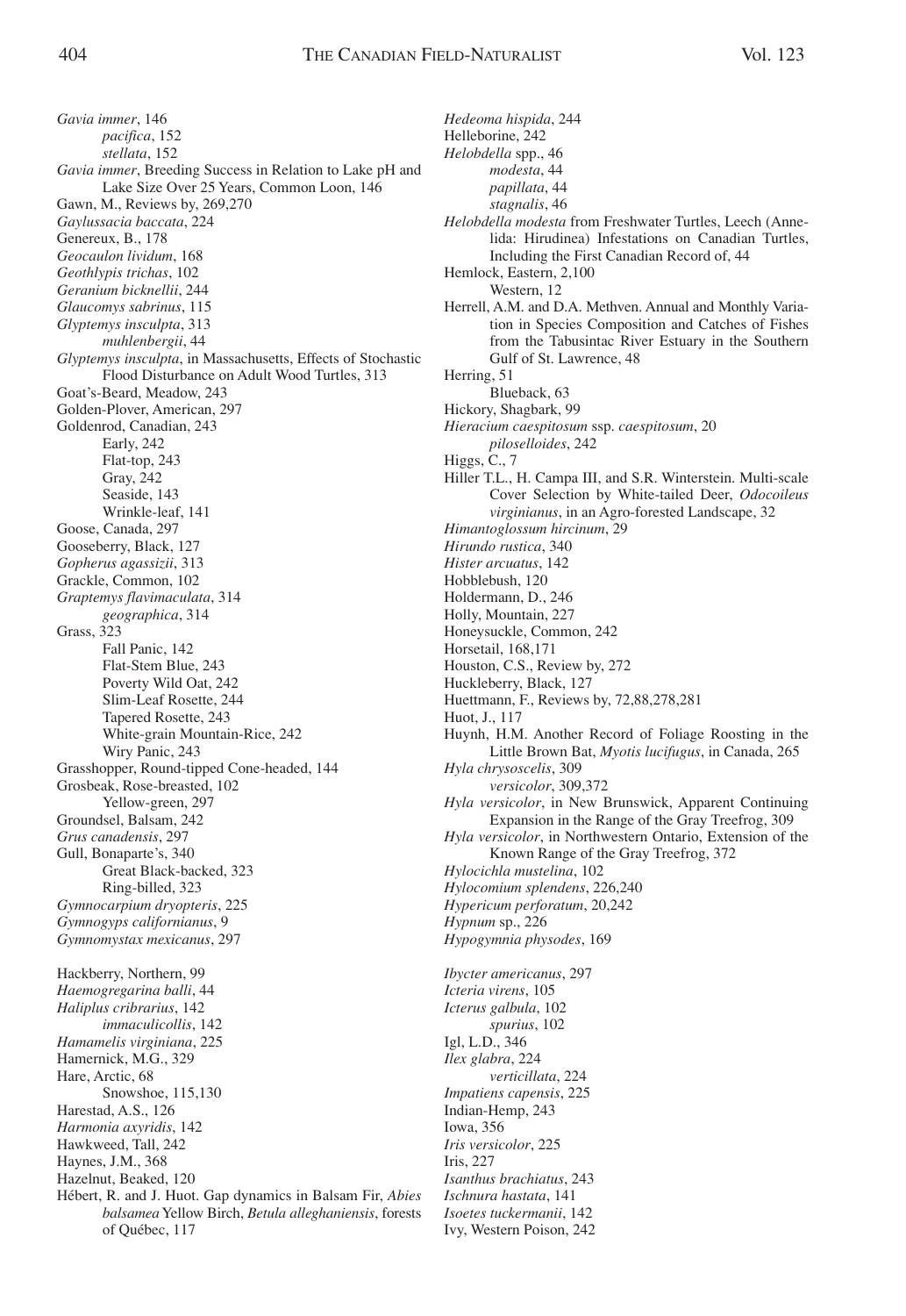*Gavia immer*, 146
    *pacifica*, 152
    *stellata*, 152
*Gavia immer*, Breeding Success in Relation to Lake pH and Lake Size Over 25 Years, Common Loon, 146
Gawn, M., Reviews by, 269,270
*Gaylussacia baccata*, 224
Genereux, B., 178
*Geocaulon lividum*, 168
*Geothlypis trichas*, 102
*Geranium bicknellii*, 244
*Glaucomys sabrinus*, 115
*Glyptemys insculpta*, 313
    *muhlenbergii*, 44
*Glyptemys insculpta*, in Massachusetts, Effects of Stochastic Flood Disturbance on Adult Wood Turtles, 313
Goat's-Beard, Meadow, 243
Golden-Plover, American, 297
Goldenrod, Canadian, 243
    Early, 242
    Flat-top, 243
    Gray, 242
    Seaside, 143
    Wrinkle-leaf, 141
Goose, Canada, 297
Gooseberry, Black, 127
*Gopherus agassizii*, 313
Grackle, Common, 102
*Graptemys flavimaculata*, 314
    *geographica*, 314
Grass, 323
    Fall Panic, 142
    Flat-Stem Blue, 243
    Poverty Wild Oat, 242
    Slim-Leaf Rosette, 244
    Tapered Rosette, 243
    White-grain Mountain-Rice, 242
    Wiry Panic, 243
Grasshopper, Round-tipped Cone-headed, 144
Grosbeak, Rose-breasted, 102
    Yellow-green, 297
Groundsel, Balsam, 242
*Grus canadensis*, 297
Gull, Bonaparte's, 340
    Great Black-backed, 323
    Ring-billed, 323
*Gymnocarpium dryopteris*, 225
*Gymnogyps californianus*, 9
*Gymnomystax mexicanus*, 297

Hackberry, Northern, 99
*Haemogregarina balli*, 44
*Haliplus cribrarius*, 142
    *immaculicollis*, 142
*Hamamelis virginiana*, 225
Hamernick, M.G., 329
Hare, Arctic, 68
    Snowshoe, 115,130
Harestad, A.S., 126
*Harmonia axyridis*, 142
Hawkweed, Tall, 242
Haynes, J.M., 368
Hazelnut, Beaked, 120
Hébert, R. and J. Huot. Gap dynamics in Balsam Fir, *Abies balsamea* Yellow Birch, *Betula alleghaniensis*, forests of Québec, 117
*Hedeoma hispida*, 244
Helleborine, 242
*Helobdella* spp., 46
    *modesta*, 44
    *papillata*, 44
    *stagnalis*, 46
*Helobdella modesta* from Freshwater Turtles, Leech (Annelida: Hirudinea) Infestations on Canadian Turtles, Including the First Canadian Record of, 44
Hemlock, Eastern, 2,100
    Western, 12
Herrell, A.M. and D.A. Methven. Annual and Monthly Variation in Species Composition and Catches of Fishes from the Tabusintac River Estuary in the Southern Gulf of St. Lawrence, 48
Herring, 51
    Blueback, 63
Hickory, Shagbark, 99
*Hieracium caespitosum* ssp. *caespitosum*, 20
    *piloselloides*, 242
Higgs, C., 7
Hiller T.L., H. Campa III, and S.R. Winterstein. Multi-scale Cover Selection by White-tailed Deer, *Odocoileus virginianus*, in an Agro-forested Landscape, 32
*Himantoglossum hircinum*, 29
*Hirundo rustica*, 340
*Hister arcuatus*, 142
Hobblebush, 120
Holdermann, D., 246
Holly, Mountain, 227
Honeysuckle, Common, 242
Horsetail, 168,171
Houston, C.S., Review by, 272
Huckleberry, Black, 127
Huettmann, F., Reviews by, 72,88,278,281
Huot, J., 117
Huynh, H.M. Another Record of Foliage Roosting in the Little Brown Bat, *Myotis lucifugus*, in Canada, 265
*Hyla chrysoscelis*, 309
    *versicolor*, 309,372
*Hyla versicolor*, in New Brunswick, Apparent Continuing Expansion in the Range of the Gray Treefrog, 309
*Hyla versicolor*, in Northwestern Ontario, Extension of the Known Range of the Gray Treefrog, 372
*Hylocichla mustelina*, 102
*Hylocomium splendens*, 226,240
*Hypericum perforatum*, 20,242
*Hypnum* sp., 226
*Hypogymnia physodes*, 169

*Ibycter americanus*, 297
*Icteria virens*, 105
*Icterus galbula*, 102
    *spurius*, 102
Igl, L.D., 346
*Ilex glabra*, 224
    *verticillata*, 224
*Impatiens capensis*, 225
Indian-Hemp, 243
Iowa, 356
*Iris versicolor*, 225
Iris, 227
*Isanthus brachiatus*, 243
*Ischnura hastata*, 141
*Isoetes tuckermanii*, 142
Ivy, Western Poison, 242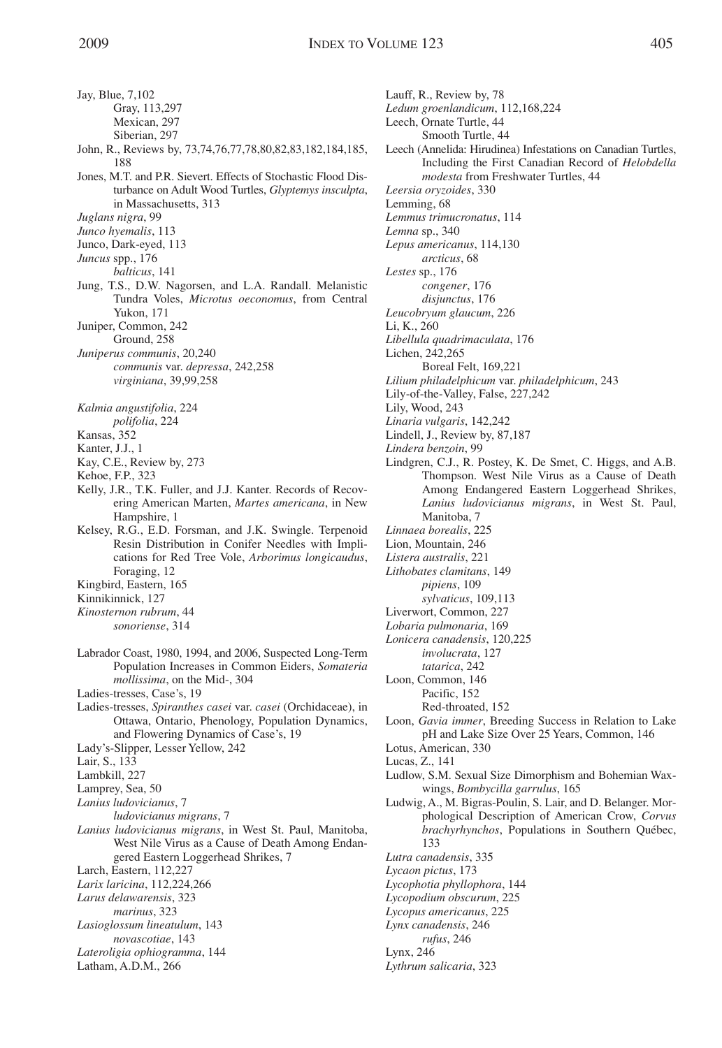Jay, Blue, 7,102
    Gray, 113,297
    Mexican, 297
    Siberian, 297
John, R., Reviews by, 73,74,76,77,78,80,82,83,182,184,185, 188
Jones, M.T. and P.R. Sievert. Effects of Stochastic Flood Disturbance on Adult Wood Turtles, *Glyptemys insculpta*, in Massachusetts, 313
*Juglans nigra*, 99
*Junco hyemalis*, 113
Junco, Dark-eyed, 113
*Juncus* spp., 176
    *balticus*, 141
Jung, T.S., D.W. Nagorsen, and L.A. Randall. Melanistic Tundra Voles, *Microtus oeconomus*, from Central Yukon, 171
Juniper, Common, 242
    Ground, 258
*Juniperus communis*, 20,240
    *communis* var. *depressa*, 242,258
    *virginiana*, 39,99,258

*Kalmia angustifolia*, 224
    *polifolia*, 224
Kansas, 352
Kanter, J.J., 1
Kay, C.E., Review by, 273
Kehoe, F.P., 323
Kelly, J.R., T.K. Fuller, and J.J. Kanter. Records of Recovering American Marten, *Martes americana*, in New Hampshire, 1
Kelsey, R.G., E.D. Forsman, and J.K. Swingle. Terpenoid Resin Distribution in Conifer Needles with Implications for Red Tree Vole, *Arborimus longicaudus*, Foraging, 12
Kingbird, Eastern, 165
Kinnikinnick, 127
*Kinosternon rubrum*, 44
    *sonoriense*, 314

Labrador Coast, 1980, 1994, and 2006, Suspected Long-Term Population Increases in Common Eiders, *Somateria mollissima*, on the Mid-, 304
Ladies-tresses, Case's, 19
Ladies-tresses, *Spiranthes casei* var. *casei* (Orchidaceae), in Ottawa, Ontario, Phenology, Population Dynamics, and Flowering Dynamics of Case's, 19
Lady's-Slipper, Lesser Yellow, 242
Lair, S., 133
Lambkill, 227
Lamprey, Sea, 50
*Lanius ludovicianus*, 7
    *ludovicianus migrans*, 7
*Lanius ludovicianus migrans*, in West St. Paul, Manitoba, West Nile Virus as a Cause of Death Among Endangered Eastern Loggerhead Shrikes, 7
Larch, Eastern, 112,227
*Larix laricina*, 112,224,266
*Larus delawarensis*, 323
    *marinus*, 323
*Lasioglossum lineatulum*, 143
    *novascotiae*, 143
*Lateroligia ophiogramma*, 144
Latham, A.D.M., 266
Lauff, R., Review by, 78
*Ledum groenlandicum*, 112,168,224
Leech, Ornate Turtle, 44
    Smooth Turtle, 44
Leech (Annelida: Hirudinea) Infestations on Canadian Turtles, Including the First Canadian Record of *Helobdella modesta* from Freshwater Turtles, 44
*Leersia oryzoides*, 330
Lemming, 68
*Lemmus trimucronatus*, 114
*Lemna* sp., 340
*Lepus americanus*, 114,130
    *arcticus*, 68
*Lestes* sp., 176
    *congener*, 176
    *disjunctus*, 176
*Leucobryum glaucum*, 226
Li, K., 260
*Libellula quadrimaculata*, 176
Lichen, 242,265
    Boreal Felt, 169,221
*Lilium philadelphicum* var. *philadelphicum*, 243
Lily-of-the-Valley, False, 227,242
Lily, Wood, 243
*Linaria vulgaris*, 142,242
Lindell, J., Review by, 87,187
*Lindera benzoin*, 99
Lindgren, C.J., R. Postey, K. De Smet, C. Higgs, and A.B. Thompson. West Nile Virus as a Cause of Death Among Endangered Eastern Loggerhead Shrikes, *Lanius ludovicianus migrans*, in West St. Paul, Manitoba, 7
*Linnaea borealis*, 225
Lion, Mountain, 246
*Listera australis*, 221
*Lithobates clamitans*, 149
    *pipiens*, 109
    *sylvaticus*, 109,113
Liverwort, Common, 227
*Lobaria pulmonaria*, 169
*Lonicera canadensis*, 120,225
    *involucrata*, 127
    *tatarica*, 242
Loon, Common, 146
    Pacific, 152
    Red-throated, 152
Loon, *Gavia immer*, Breeding Success in Relation to Lake pH and Lake Size Over 25 Years, Common, 146
Lotus, American, 330
Lucas, Z., 141
Ludlow, S.M. Sexual Size Dimorphism and Bohemian Waxwings, *Bombycilla garrulus*, 165
Ludwig, A., M. Bigras-Poulin, S. Lair, and D. Belanger. Morphological Description of American Crow, *Corvus brachyrhynchos*, Populations in Southern Québec, 133
*Lutra canadensis*, 335
*Lycaon pictus*, 173
*Lycophotia phyllophora*, 144
*Lycopodium obscurum*, 225
*Lycopus americanus*, 225
*Lynx canadensis*, 246
    *rufus*, 246
Lynx, 246
*Lythrum salicaria*, 323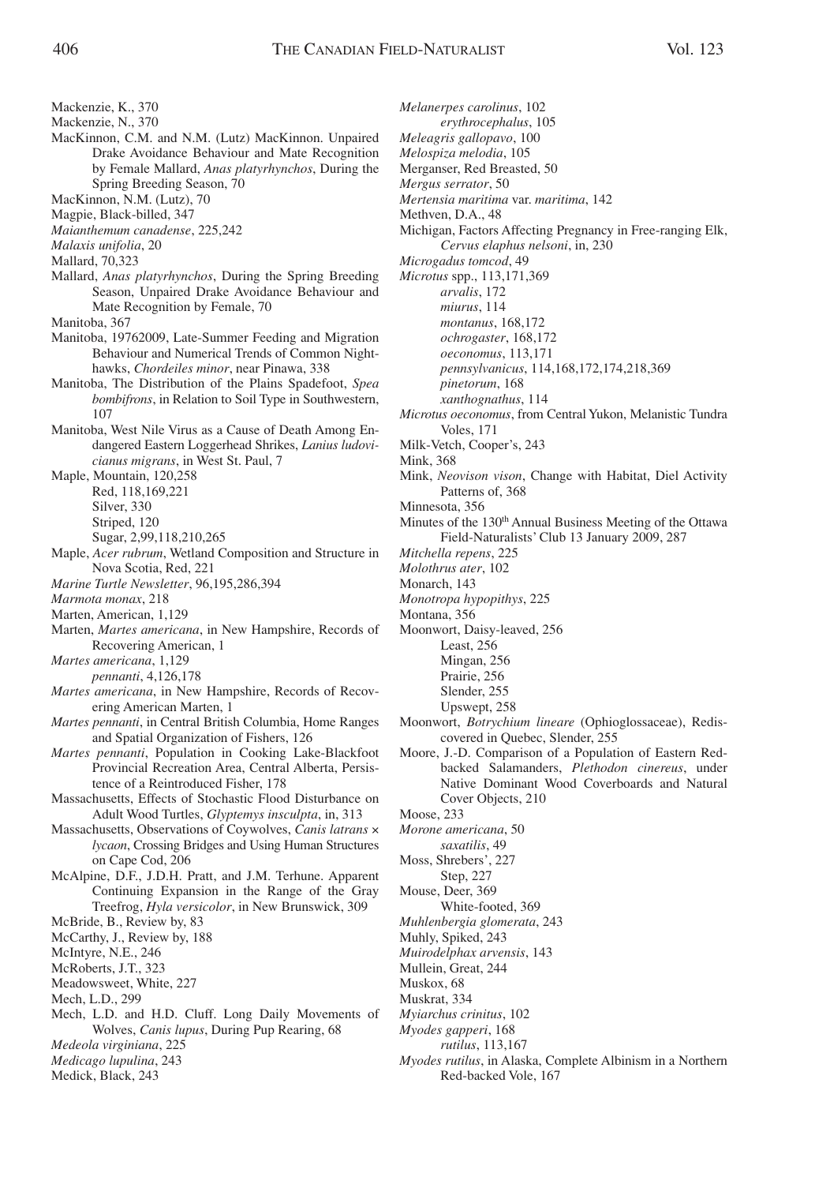Mackenzie, K., 370

Mackenzie, N., 370

MacKinnon, C.M. and N.M. (Lutz) MacKinnon. Unpaired Drake Avoidance Behaviour and Mate Recognition by Female Mallard, *Anas platyrhynchos*, During the Spring Breeding Season, 70

MacKinnon, N.M. (Lutz), 70

Magpie, Black-billed, 347

*Maianthemum canadense*, 225,242

*Malaxis unifolia*, 20

Mallard, 70,323

Mallard, *Anas platyrhynchos*, During the Spring Breeding Season, Unpaired Drake Avoidance Behaviour and Mate Recognition by Female, 70

Manitoba, 367

Manitoba, 19762009, Late-Summer Feeding and Migration Behaviour and Numerical Trends of Common Nighthawks, *Chordeiles minor*, near Pinawa, 338

Manitoba, The Distribution of the Plains Spadefoot, *Spea bombifrons*, in Relation to Soil Type in Southwestern, 107

Manitoba, West Nile Virus as a Cause of Death Among Endangered Eastern Loggerhead Shrikes, *Lanius ludovicianus migrans*, in West St. Paul, 7

Maple, Mountain, 120,258
 Red, 118,169,221
 Silver, 330
 Striped, 120
 Sugar, 2,99,118,210,265

Maple, *Acer rubrum*, Wetland Composition and Structure in Nova Scotia, Red, 221

*Marine Turtle Newsletter*, 96,195,286,394

*Marmota monax*, 218

Marten, American, 1,129

Marten, *Martes americana*, in New Hampshire, Records of Recovering American, 1

*Martes americana*, 1,129
 *pennanti*, 4,126,178

*Martes americana*, in New Hampshire, Records of Recovering American Marten, 1

*Martes pennanti*, in Central British Columbia, Home Ranges and Spatial Organization of Fishers, 126

*Martes pennanti*, Population in Cooking Lake-Blackfoot Provincial Recreation Area, Central Alberta, Persistence of a Reintroduced Fisher, 178

Massachusetts, Effects of Stochastic Flood Disturbance on Adult Wood Turtles, *Glyptemys insculpta*, in, 313

Massachusetts, Observations of Coywolves, *Canis latrans* × *lycaon*, Crossing Bridges and Using Human Structures on Cape Cod, 206

McAlpine, D.F., J.D.H. Pratt, and J.M. Terhune. Apparent Continuing Expansion in the Range of the Gray Treefrog, *Hyla versicolor*, in New Brunswick, 309

McBride, B., Review by, 83

McCarthy, J., Review by, 188

McIntyre, N.E., 246

McRoberts, J.T., 323

Meadowsweet, White, 227

Mech, L.D., 299

Mech, L.D. and H.D. Cluff. Long Daily Movements of Wolves, *Canis lupus*, During Pup Rearing, 68

*Medeola virginiana*, 225

*Medicago lupulina*, 243

Medick, Black, 243

*Melanerpes carolinus*, 102
 *erythrocephalus*, 105

*Meleagris gallopavo*, 100

*Melospiza melodia*, 105

Merganser, Red Breasted, 50

*Mergus serrator*, 50

*Mertensia maritima* var. *maritima*, 142

Methven, D.A., 48

Michigan, Factors Affecting Pregnancy in Free-ranging Elk, *Cervus elaphus nelsoni*, in, 230

*Microgadus tomcod*, 49

*Microtus* spp., 113,171,369
 *arvalis*, 172
 *miurus*, 114
 *montanus*, 168,172
 *ochrogaster*, 168,172
 *oeconomus*, 113,171
 *pennsylvanicus*, 114,168,172,174,218,369
 *pinetorum*, 168
 *xanthognathus*, 114

*Microtus oeconomus*, from Central Yukon, Melanistic Tundra Voles, 171

Milk-Vetch, Cooper's, 243

Mink, 368

Mink, *Neovison vison*, Change with Habitat, Diel Activity Patterns of, 368

Minnesota, 356

Minutes of the 130th Annual Business Meeting of the Ottawa Field-Naturalists' Club 13 January 2009, 287

*Mitchella repens*, 225

*Molothrus ater*, 102

Monarch, 143

*Monotropa hypopithys*, 225

Montana, 356

Moonwort, Daisy-leaved, 256
 Least, 256
 Mingan, 256
 Prairie, 256
 Slender, 255
 Upswept, 258

Moonwort, *Botrychium lineare* (Ophioglossaceae), Rediscovered in Quebec, Slender, 255

Moore, J.-D. Comparison of a Population of Eastern Red-backed Salamanders, *Plethodon cinereus*, under Native Dominant Wood Coverboards and Natural Cover Objects, 210

Moose, 233

*Morone americana*, 50
 *saxatilis*, 49

Moss, Shrebers', 227
 Step, 227

Mouse, Deer, 369
 White-footed, 369

*Muhlenbergia glomerata*, 243

Muhly, Spiked, 243

*Muirodelphax arvensis*, 143

Mullein, Great, 244

Muskox, 68

Muskrat, 334

*Myiarchus crinitus*, 102

*Myodes gapperi*, 168
 *rutilus*, 113,167

*Myodes rutilus*, in Alaska, Complete Albinism in a Northern Red-backed Vole, 167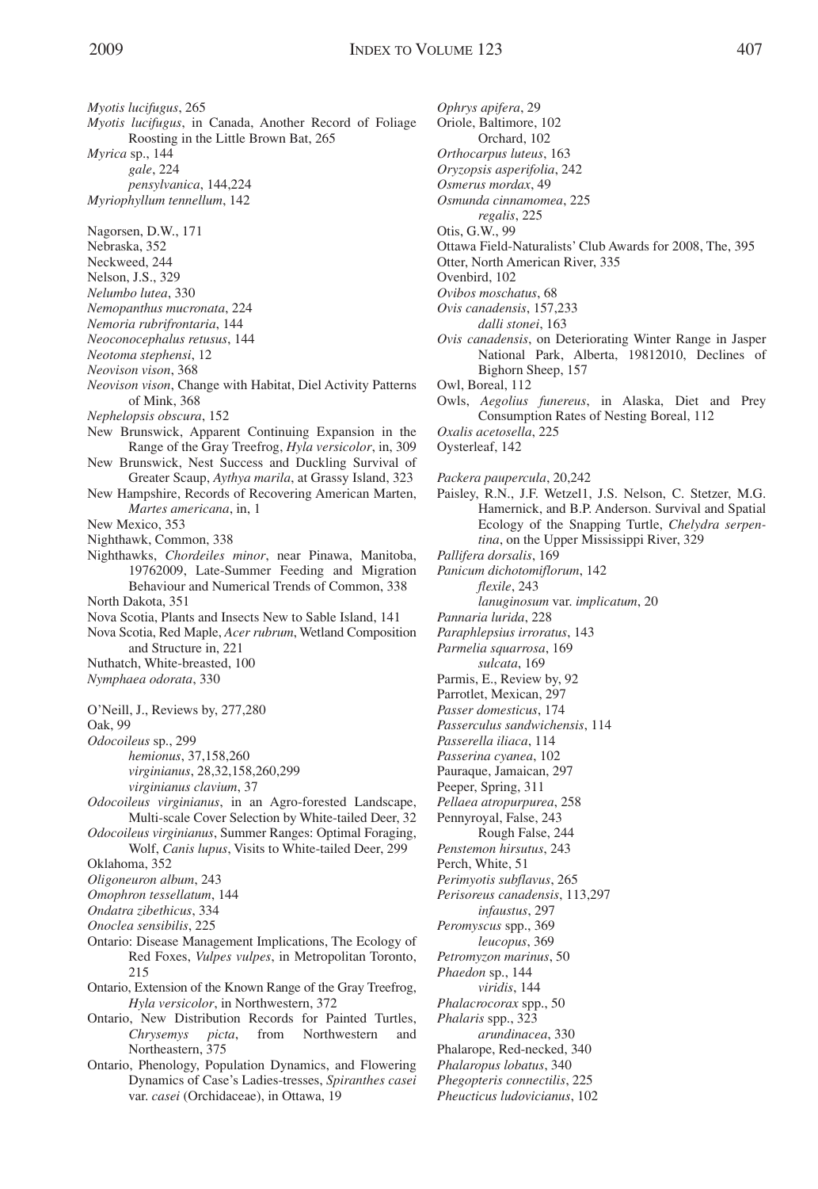*Myotis lucifugus*, 265
*Myotis lucifugus*, in Canada, Another Record of Foliage Roosting in the Little Brown Bat, 265
*Myrica* sp., 144
  *gale*, 224
  *pensylvanica*, 144,224
*Myriophyllum tennellum*, 142

Nagorsen, D.W., 171
Nebraska, 352
Neckweed, 244
Nelson, J.S., 329
*Nelumbo lutea*, 330
*Nemopanthus mucronata*, 224
*Nemoria rubrifrontaria*, 144
*Neoconocephalus retusus*, 144
*Neotoma stephensi*, 12
*Neovison vison*, 368
*Neovison vison*, Change with Habitat, Diel Activity Patterns of Mink, 368
*Nephelopsis obscura*, 152
New Brunswick, Apparent Continuing Expansion in the Range of the Gray Treefrog, *Hyla versicolor*, in, 309
New Brunswick, Nest Success and Duckling Survival of Greater Scaup, *Aythya marila*, at Grassy Island, 323
New Hampshire, Records of Recovering American Marten, *Martes americana*, in, 1
New Mexico, 353
Nighthawk, Common, 338
Nighthawks, *Chordeiles minor*, near Pinawa, Manitoba, 19762009, Late-Summer Feeding and Migration Behaviour and Numerical Trends of Common, 338
North Dakota, 351
Nova Scotia, Plants and Insects New to Sable Island, 141
Nova Scotia, Red Maple, *Acer rubrum*, Wetland Composition and Structure in, 221
Nuthatch, White-breasted, 100
*Nymphaea odorata*, 330

O'Neill, J., Reviews by, 277,280
Oak, 99
*Odocoileus* sp., 299
  *hemionus*, 37,158,260
  *virginianus*, 28,32,158,260,299
  *virginianus clavium*, 37
*Odocoileus virginianus*, in an Agro-forested Landscape, Multi-scale Cover Selection by White-tailed Deer, 32
*Odocoileus virginianus*, Summer Ranges: Optimal Foraging, Wolf, *Canis lupus*, Visits to White-tailed Deer, 299
Oklahoma, 352
*Oligoneuron album*, 243
*Omophron tessellatum*, 144
*Ondatra zibethicus*, 334
*Onoclea sensibilis*, 225
Ontario: Disease Management Implications, The Ecology of Red Foxes, *Vulpes vulpes*, in Metropolitan Toronto, 215
Ontario, Extension of the Known Range of the Gray Treefrog, *Hyla versicolor*, in Northwestern, 372
Ontario, New Distribution Records for Painted Turtles, *Chrysemys picta*, from Northwestern and Northeastern, 375
Ontario, Phenology, Population Dynamics, and Flowering Dynamics of Case's Ladies-tresses, *Spiranthes casei* var. *casei* (Orchidaceae), in Ottawa, 19
*Ophrys apifera*, 29
Oriole, Baltimore, 102
  Orchard, 102
*Orthocarpus luteus*, 163
*Oryzopsis asperifolia*, 242
*Osmerus mordax*, 49
*Osmunda cinnamomea*, 225
  *regalis*, 225
Otis, G.W., 99
Ottawa Field-Naturalists' Club Awards for 2008, The, 395
Otter, North American River, 335
Ovenbird, 102
*Ovibos moschatus*, 68
*Ovis canadensis*, 157,233
  *dalli stonei*, 163
*Ovis canadensis*, on Deteriorating Winter Range in Jasper National Park, Alberta, 19812010, Declines of Bighorn Sheep, 157
Owl, Boreal, 112
Owls, *Aegolius funereus*, in Alaska, Diet and Prey Consumption Rates of Nesting Boreal, 112
*Oxalis acetosella*, 225
Oysterleaf, 142

*Packera paupercula*, 20,242
Paisley, R.N., J.F. Wetzel1, J.S. Nelson, C. Stetzer, M.G. Hamernick, and B.P. Anderson. Survival and Spatial Ecology of the Snapping Turtle, *Chelydra serpentina*, on the Upper Mississippi River, 329
*Pallifera dorsalis*, 169
*Panicum dichotomiflorum*, 142
  *flexile*, 243
  *lanuginosum* var. *implicatum*, 20
*Pannaria lurida*, 228
*Paraphlepsius irroratus*, 143
*Parmelia squarrosa*, 169
  *sulcata*, 169
Parmis, E., Review by, 92
Parrotlet, Mexican, 297
*Passer domesticus*, 174
*Passerculus sandwichensis*, 114
*Passerella iliaca*, 114
*Passerina cyanea*, 102
Pauraque, Jamaican, 297
Peeper, Spring, 311
*Pellaea atropurpurea*, 258
Pennyroyal, False, 243
  Rough False, 244
*Penstemon hirsutus*, 243
Perch, White, 51
*Perimyotis subflavus*, 265
*Perisoreus canadensis*, 113,297
  *infaustus*, 297
*Peromyscus* spp., 369
  *leucopus*, 369
*Petromyzon marinus*, 50
*Phaedon* sp., 144
  *viridis*, 144
*Phalacrocorax* spp., 50
*Phalaris* spp., 323
  *arundinacea*, 330
Phalarope, Red-necked, 340
*Phalaropus lobatus*, 340
*Phegopteris connectilis*, 225
*Pheucticus ludovicianus*, 102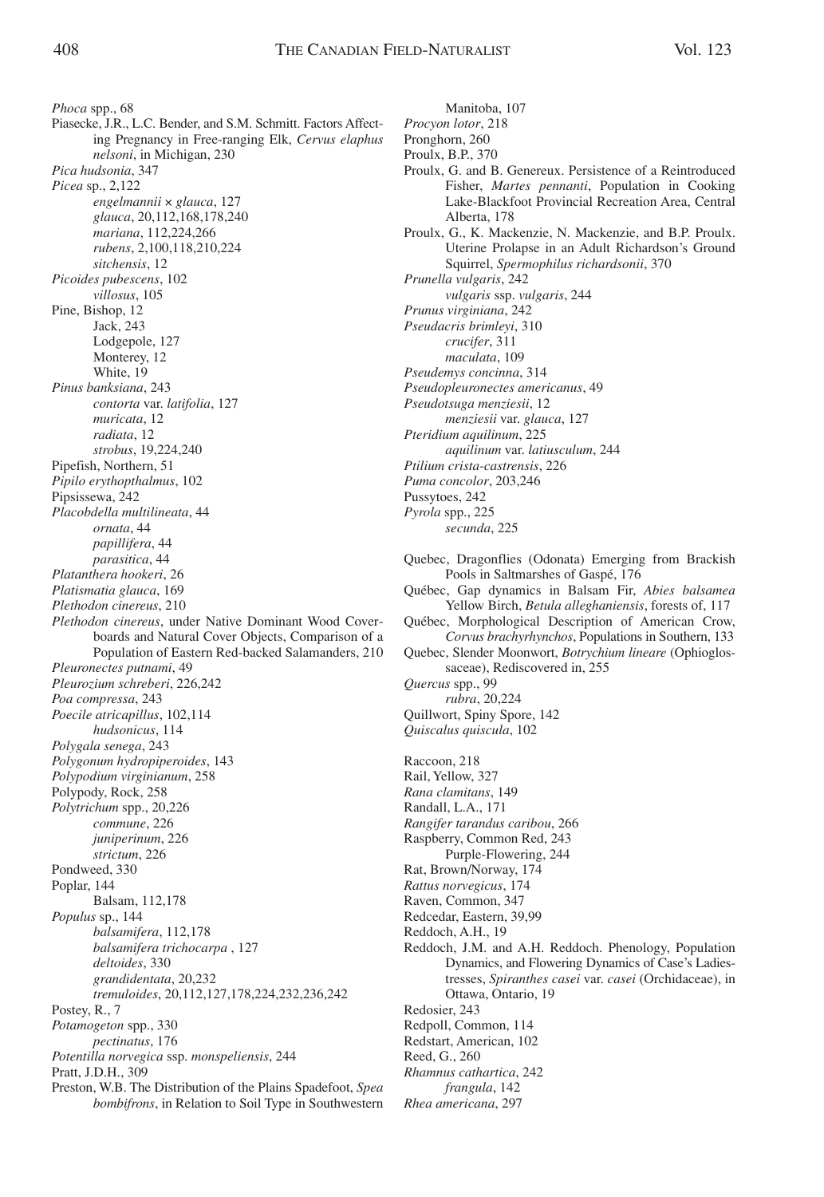*Phoca* spp., 68
Piasecke, J.R., L.C. Bender, and S.M. Schmitt. Factors Affecting Pregnancy in Free-ranging Elk, *Cervus elaphus nelsoni*, in Michigan, 230
*Pica hudsonia*, 347
*Picea* sp., 2,122
    *engelmannii* × *glauca*, 127
    *glauca*, 20,112,168,178,240
    *mariana*, 112,224,266
    *rubens*, 2,100,118,210,224
    *sitchensis*, 12
*Picoides pubescens*, 102
    *villosus*, 105
Pine, Bishop, 12
    Jack, 243
    Lodgepole, 127
    Monterey, 12
    White, 19
*Pinus banksiana*, 243
    *contorta* var. *latifolia*, 127
    *muricata*, 12
    *radiata*, 12
    *strobus*, 19,224,240
Pipefish, Northern, 51
*Pipilo erythopthalmus*, 102
Pipsissewa, 242
*Placobdella multilineata*, 44
    *ornata*, 44
    *papillifera*, 44
    *parasitica*, 44
*Platanthera hookeri*, 26
*Platismatia glauca*, 169
*Plethodon cinereus*, 210
*Plethodon cinereus*, under Native Dominant Wood Coverboards and Natural Cover Objects, Comparison of a Population of Eastern Red-backed Salamanders, 210
*Pleuronectes putnami*, 49
*Pleurozium schreberi*, 226,242
*Poa compressa*, 243
*Poecile atricapillus*, 102,114
    *hudsonicus*, 114
*Polygala senega*, 243
*Polygonum hydropiperoides*, 143
*Polypodium virginianum*, 258
Polypody, Rock, 258
*Polytrichum* spp., 20,226
    *commune*, 226
    *juniperinum*, 226
    *strictum*, 226
Pondweed, 330
Poplar, 144
    Balsam, 112,178
*Populus* sp., 144
    *balsamifera*, 112,178
    *balsamifera trichocarpa* , 127
    *deltoides*, 330
    *grandidentata*, 20,232
    *tremuloides*, 20,112,127,178,224,232,236,242
Postey, R., 7
*Potamogeton* spp., 330
    *pectinatus*, 176
*Potentilla norvegica* ssp. *monspeliensis*, 244
Pratt, J.D.H., 309
Preston, W.B. The Distribution of the Plains Spadefoot, *Spea bombifrons*, in Relation to Soil Type in Southwestern Manitoba, 107
*Procyon lotor*, 218
Pronghorn, 260
Proulx, B.P., 370
Proulx, G. and B. Genereux. Persistence of a Reintroduced Fisher, *Martes pennanti*, Population in Cooking Lake-Blackfoot Provincial Recreation Area, Central Alberta, 178
Proulx, G., K. Mackenzie, N. Mackenzie, and B.P. Proulx. Uterine Prolapse in an Adult Richardson's Ground Squirrel, *Spermophilus richardsonii*, 370
*Prunella vulgaris*, 242
    *vulgaris* ssp. *vulgaris*, 244
*Prunus virginiana*, 242
*Pseudacris brimleyi*, 310
    *crucifer*, 311
    *maculata*, 109
*Pseudemys concinna*, 314
*Pseudopleuronectes americanus*, 49
*Pseudotsuga menziesii*, 12
    *menziesii* var. *glauca*, 127
*Pteridium aquilinum*, 225
    *aquilinum* var. *latiusculum*, 244
*Ptilium crista-castrensis*, 226
*Puma concolor*, 203,246
Pussytoes, 242
*Pyrola* spp., 225
    *secunda*, 225

Quebec, Dragonflies (Odonata) Emerging from Brackish Pools in Saltmarshes of Gaspé, 176
Québec, Gap dynamics in Balsam Fir, *Abies balsamea* Yellow Birch, *Betula alleghaniensis*, forests of, 117
Québec, Morphological Description of American Crow, *Corvus brachyrhynchos*, Populations in Southern, 133
Quebec, Slender Moonwort, *Botrychium lineare* (Ophioglossaceae), Rediscovered in, 255
*Quercus* spp., 99
    *rubra*, 20,224
Quillwort, Spiny Spore, 142
*Quiscalus quiscula*, 102

Raccoon, 218
Rail, Yellow, 327
*Rana clamitans*, 149
Randall, L.A., 171
*Rangifer tarandus caribou*, 266
Raspberry, Common Red, 243
    Purple-Flowering, 244
Rat, Brown/Norway, 174
*Rattus norvegicus*, 174
Raven, Common, 347
Redcedar, Eastern, 39,99
Reddoch, A.H., 19
Reddoch, J.M. and A.H. Reddoch. Phenology, Population Dynamics, and Flowering Dynamics of Case's Ladies-tresses, *Spiranthes casei* var. *casei* (Orchidaceae), in Ottawa, Ontario, 19
Redosier, 243
Redpoll, Common, 114
Redstart, American, 102
Reed, G., 260
*Rhamnus cathartica*, 242
    *frangula*, 142
*Rhea americana*, 297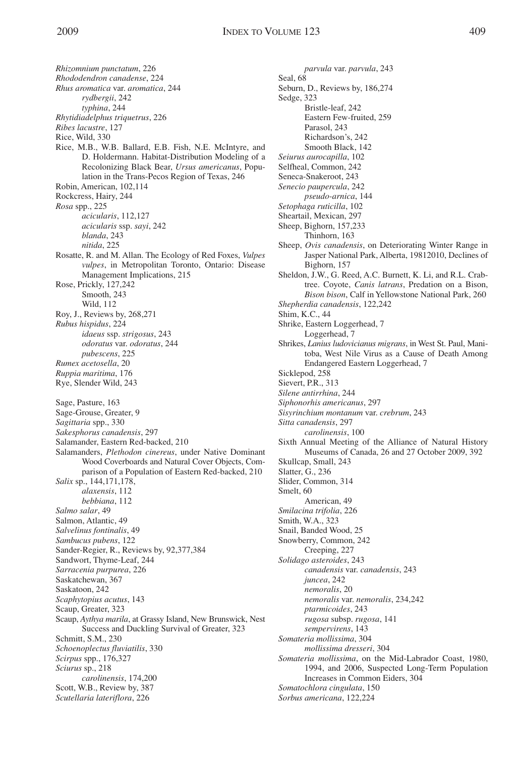*Rhizomnium punctatum*, 226
*Rhododendron canadense*, 224
*Rhus aromatica* var. *aromatica*, 244
 *rydbergii*, 242
 *typhina*, 244
*Rhytidiadelphus triquetrus*, 226
*Ribes lacustre*, 127
Rice, Wild, 330
Rice, M.B., W.B. Ballard, E.B. Fish, N.E. McIntyre, and D. Holdermann. Habitat-Distribution Modeling of a Recolonizing Black Bear, *Ursus americanus*, Population in the Trans-Pecos Region of Texas, 246
Robin, American, 102,114
Rockcress, Hairy, 244
*Rosa* spp., 225
 *acicularis*, 112,127
 *acicularis* ssp. *sayi*, 242
 *blanda*, 243
 *nitida*, 225
Rosatte, R. and M. Allan. The Ecology of Red Foxes, *Vulpes vulpes*, in Metropolitan Toronto, Ontario: Disease Management Implications, 215
Rose, Prickly, 127,242
 Smooth, 243
 Wild, 112
Roy, J., Reviews by, 268,271
*Rubus hispidus*, 224
 *idaeus* ssp. *strigosus*, 243
 *odoratus* var. *odoratus*, 244
 *pubescens*, 225
*Rumex acetosella*, 20
*Ruppia maritima*, 176
Rye, Slender Wild, 243

Sage, Pasture, 163
Sage-Grouse, Greater, 9
*Sagittaria* spp., 330
*Sakesphorus canadensis*, 297
Salamander, Eastern Red-backed, 210
Salamanders, *Plethodon cinereus*, under Native Dominant Wood Coverboards and Natural Cover Objects, Comparison of a Population of Eastern Red-backed, 210
*Salix* sp., 144,171,178,
 *alaxensis*, 112
 *bebbiana*, 112
*Salmo salar*, 49
Salmon, Atlantic, 49
*Salvelinus fontinalis*, 49
*Sambucus pubens*, 122
Sander-Regier, R., Reviews by, 92,377,384
Sandwort, Thyme-Leaf, 244
*Sarracenia purpurea*, 226
Saskatchewan, 367
Saskatoon, 242
*Scaphytopius acutus*, 143
Scaup, Greater, 323
Scaup, *Aythya marila*, at Grassy Island, New Brunswick, Nest Success and Duckling Survival of Greater, 323
Schmitt, S.M., 230
*Schoenoplectus fluviatilis*, 330
*Scirpus* spp., 176,327
*Sciurus* sp., 218
 *carolinensis*, 174,200
Scott, W.B., Review by, 387
*Scutellaria lateriflora*, 226
 *parvula* var. *parvula*, 243
Seal, 68
Seburn, D., Reviews by, 186,274
Sedge, 323
 Bristle-leaf, 242
 Eastern Few-fruited, 259
 Parasol, 243
 Richardson's, 242
 Smooth Black, 142
*Seiurus aurocapilla*, 102
Selfheal, Common, 242
Seneca-Snakeroot, 243
*Senecio paupercula*, 242
 *pseudo-arnica*, 144
*Setophaga ruticilla*, 102
Sheartail, Mexican, 297
Sheep, Bighorn, 157,233
 Thinhorn, 163
Sheep, *Ovis canadensis*, on Deteriorating Winter Range in Jasper National Park, Alberta, 19812010, Declines of Bighorn, 157
Sheldon, J.W., G. Reed, A.C. Burnett, K. Li, and R.L. Crabtree. Coyote, *Canis latrans*, Predation on a Bison, *Bison bison*, Calf in Yellowstone National Park, 260
*Shepherdia canadensis*, 122,242
Shim, K.C., 44
Shrike, Eastern Loggerhead, 7
 Loggerhead, 7
Shrikes, *Lanius ludovicianus migrans*, in West St. Paul, Manitoba, West Nile Virus as a Cause of Death Among Endangered Eastern Loggerhead, 7
Sicklepod, 258
Sievert, P.R., 313
*Silene antirrhina*, 244
*Siphonorhis americanus*, 297
*Sisyrinchium montanum* var. *crebrum*, 243
*Sitta canadensis*, 297
 *carolinensis*, 100
Sixth Annual Meeting of the Alliance of Natural History Museums of Canada, 26 and 27 October 2009, 392
Skullcap, Small, 243
Slatter, G., 236
Slider, Common, 314
Smelt, 60
 American, 49
*Smilacina trifolia*, 226
Smith, W.A., 323
Snail, Banded Wood, 25
Snowberry, Common, 242
 Creeping, 227
*Solidago asteroides*, 243
 *canadensis* var. *canadensis*, 243
 *juncea*, 242
 *nemoralis*, 20
 *nemoralis* var. *nemoralis*, 234,242
 *ptarmicoides*, 243
 *rugosa* subsp. *rugosa*, 141
 *sempervirens*, 143
*Somateria mollissima*, 304
 *mollissima dresseri*, 304
*Somateria mollissima*, on the Mid-Labrador Coast, 1980, 1994, and 2006, Suspected Long-Term Population Increases in Common Eiders, 304
*Somatochlora cingulata*, 150
*Sorbus americana*, 122,224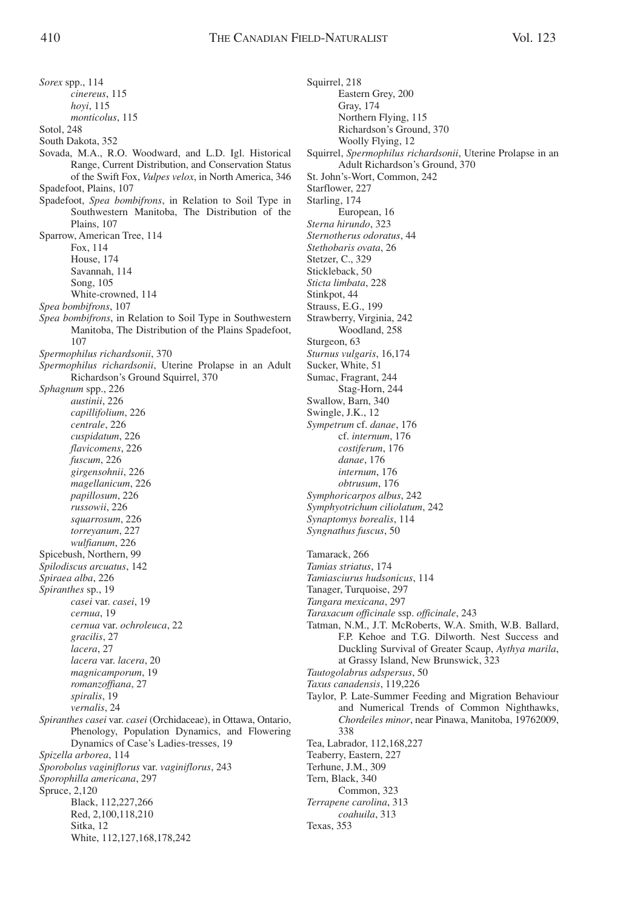*Sorex* spp., 114
  *cinereus*, 115
  *hoyi*, 115
  *monticolus*, 115
Sotol, 248
South Dakota, 352
Sovada, M.A., R.O. Woodward, and L.D. Igl. Historical Range, Current Distribution, and Conservation Status of the Swift Fox, *Vulpes velox*, in North America, 346
Spadefoot, Plains, 107
Spadefoot, *Spea bombifrons*, in Relation to Soil Type in Southwestern Manitoba, The Distribution of the Plains, 107
Sparrow, American Tree, 114
  Fox, 114
  House, 174
  Savannah, 114
  Song, 105
  White-crowned, 114
*Spea bombifrons*, 107
*Spea bombifrons*, in Relation to Soil Type in Southwestern Manitoba, The Distribution of the Plains Spadefoot, 107
*Spermophilus richardsonii*, 370
*Spermophilus richardsonii*, Uterine Prolapse in an Adult Richardson's Ground Squirrel, 370
*Sphagnum* spp., 226
  *austinii*, 226
  *capillifolium*, 226
  *centrale*, 226
  *cuspidatum*, 226
  *flavicomens*, 226
  *fuscum*, 226
  *girgensohnii*, 226
  *magellanicum*, 226
  *papillosum*, 226
  *russowii*, 226
  *squarrosum*, 226
  *torreyanum*, 227
  *wulfianum*, 226
Spicebush, Northern, 99
*Spilodiscus arcuatus*, 142
*Spiraea alba*, 226
*Spiranthes* sp., 19
  *casei* var. *casei*, 19
  *cernua*, 19
  *cernua* var. *ochroleuca*, 22
  *gracilis*, 27
  *lacera*, 27
  *lacera* var. *lacera*, 20
  *magnicamporum*, 19
  *romanzoffiana*, 27
  *spiralis*, 19
  *vernalis*, 24
*Spiranthes casei* var. *casei* (Orchidaceae), in Ottawa, Ontario, Phenology, Population Dynamics, and Flowering Dynamics of Case's Ladies-tresses, 19
*Spizella arborea*, 114
*Sporobolus vaginiflorus* var. *vaginiflorus*, 243
*Sporophilla americana*, 297
Spruce, 2,120
  Black, 112,227,266
  Red, 2,100,118,210
  Sitka, 12
  White, 112,127,168,178,242
Squirrel, 218
  Eastern Grey, 200
  Gray, 174
  Northern Flying, 115
  Richardson's Ground, 370
  Woolly Flying, 12
Squirrel, *Spermophilus richardsonii*, Uterine Prolapse in an Adult Richardson's Ground, 370
St. John's-Wort, Common, 242
Starflower, 227
Starling, 174
  European, 16
*Sterna hirundo*, 323
*Sternotherus odoratus*, 44
*Stethobaris ovata*, 26
Stetzer, C., 329
Stickleback, 50
*Sticta limbata*, 228
Stinkpot, 44
Strauss, E.G., 199
Strawberry, Virginia, 242
  Woodland, 258
Sturgeon, 63
*Sturnus vulgaris*, 16,174
Sucker, White, 51
Sumac, Fragrant, 244
  Stag-Horn, 244
Swallow, Barn, 340
Swingle, J.K., 12
*Sympetrum* cf. *danae*, 176
  cf. *internum*, 176
  *costiferum*, 176
  *danae*, 176
  *internum*, 176
  *obtrusum*, 176
*Symphoricarpos albus*, 242
*Symphyotrichum ciliolatum*, 242
*Synaptomys borealis*, 114
*Syngnathus fuscus*, 50

Tamarack, 266
*Tamias striatus*, 174
*Tamiasciurus hudsonicus*, 114
Tanager, Turquoise, 297
*Tangara mexicana*, 297
*Taraxacum officinale* ssp. *officinale*, 243
Tatman, N.M., J.T. McRoberts, W.A. Smith, W.B. Ballard, F.P. Kehoe and T.G. Dilworth. Nest Success and Duckling Survival of Greater Scaup, *Aythya marila*, at Grassy Island, New Brunswick, 323
*Tautogolabrus adspersus*, 50
*Taxus canadensis*, 119,226
Taylor, P. Late-Summer Feeding and Migration Behaviour and Numerical Trends of Common Nighthawks, *Chordeiles minor*, near Pinawa, Manitoba, 19762009, 338
Tea, Labrador, 112,168,227
Teaberry, Eastern, 227
Terhune, J.M., 309
Tern, Black, 340
  Common, 323
*Terrapene carolina*, 313
  *coahuila*, 313
Texas, 353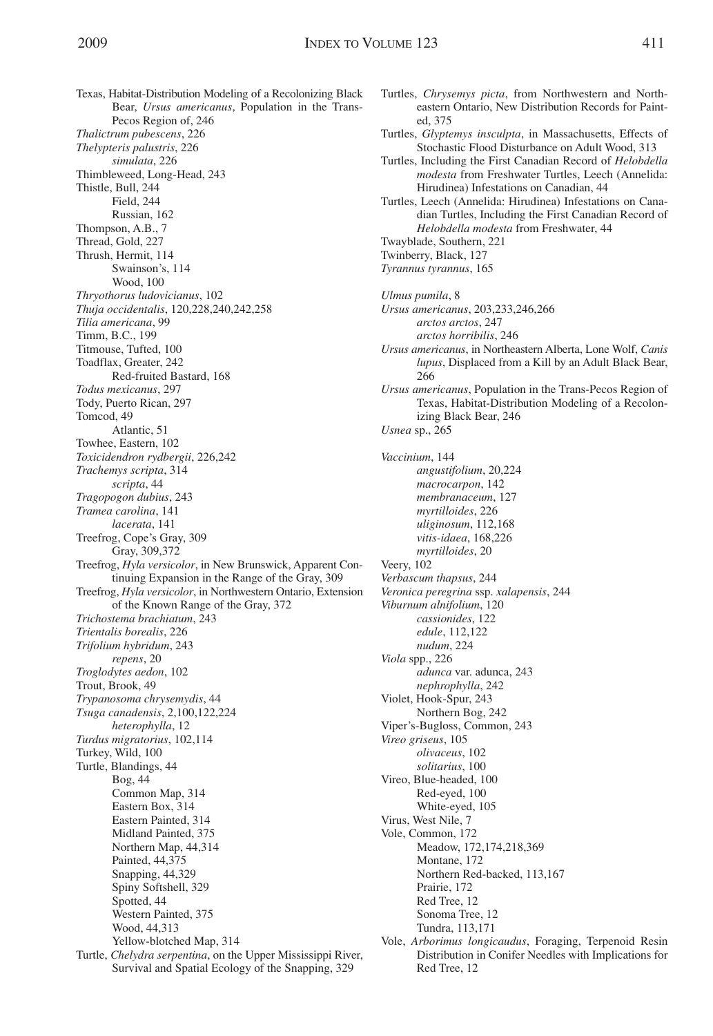Texas, Habitat-Distribution Modeling of a Recolonizing Black Bear, *Ursus americanus*, Population in the Trans-Pecos Region of, 246
*Thalictrum pubescens*, 226
*Thelypteris palustris*, 226
    *simulata*, 226
Thimbleweed, Long-Head, 243
Thistle, Bull, 244
    Field, 244
    Russian, 162
Thompson, A.B., 7
Thread, Gold, 227
Thrush, Hermit, 114
    Swainson's, 114
    Wood, 100
*Thryothorus ludovicianus*, 102
*Thuja occidentalis*, 120,228,240,242,258
*Tilia americana*, 99
Timm, B.C., 199
Titmouse, Tufted, 100
Toadflax, Greater, 242
    Red-fruited Bastard, 168
*Todus mexicanus*, 297
Tody, Puerto Rican, 297
Tomcod, 49
    Atlantic, 51
Towhee, Eastern, 102
*Toxicidendron rydbergii*, 226,242
*Trachemys scripta*, 314
    *scripta*, 44
*Tragopogon dubius*, 243
*Tramea carolina*, 141
    *lacerata*, 141
Treefrog, Cope's Gray, 309
    Gray, 309,372
Treefrog, *Hyla versicolor*, in New Brunswick, Apparent Continuing Expansion in the Range of the Gray, 309
Treefrog, *Hyla versicolor*, in Northwestern Ontario, Extension of the Known Range of the Gray, 372
*Trichostema brachiatum*, 243
*Trientalis borealis*, 226
*Trifolium hybridum*, 243
    *repens*, 20
*Troglodytes aedon*, 102
Trout, Brook, 49
*Trypanosoma chrysemydis*, 44
*Tsuga canadensis*, 2,100,122,224
    *heterophylla*, 12
*Turdus migratorius*, 102,114
Turkey, Wild, 100
Turtle, Blandings, 44
    Bog, 44
    Common Map, 314
    Eastern Box, 314
    Eastern Painted, 314
    Midland Painted, 375
    Northern Map, 44,314
    Painted, 44,375
    Snapping, 44,329
    Spiny Softshell, 329
    Spotted, 44
    Western Painted, 375
    Wood, 44,313
    Yellow-blotched Map, 314
Turtle, *Chelydra serpentina*, on the Upper Mississippi River, Survival and Spatial Ecology of the Snapping, 329
Turtles, *Chrysemys picta*, from Northwestern and Northeastern Ontario, New Distribution Records for Painted, 375
Turtles, *Glyptemys insculpta*, in Massachusetts, Effects of Stochastic Flood Disturbance on Adult Wood, 313
Turtles, Including the First Canadian Record of *Helobdella modesta* from Freshwater Turtles, Leech (Annelida: Hirudinea) Infestations on Canadian, 44
Turtles, Leech (Annelida: Hirudinea) Infestations on Canadian Turtles, Including the First Canadian Record of *Helobdella modesta* from Freshwater, 44
Twayblade, Southern, 221
Twinberry, Black, 127
*Tyrannus tyrannus*, 165

*Ulmus pumila*, 8
*Ursus americanus*, 203,233,246,266
    *arctos arctos*, 247
    *arctos horribilis*, 246
*Ursus americanus*, in Northeastern Alberta, Lone Wolf, *Canis lupus*, Displaced from a Kill by an Adult Black Bear, 266
*Ursus americanus*, Population in the Trans-Pecos Region of Texas, Habitat-Distribution Modeling of a Recolonizing Black Bear, 246
*Usnea* sp., 265

*Vaccinium*, 144
    *angustifolium*, 20,224
    *macrocarpon*, 142
    *membranaceum*, 127
    *myrtilloides*, 226
    *uliginosum*, 112,168
    *vitis-idaea*, 168,226
    *myrtilloides*, 20
Veery, 102
*Verbascum thapsus*, 244
*Veronica peregrina* ssp. *xalapensis*, 244
*Viburnum alnifolium*, 120
    *cassionides*, 122
    *edule*, 112,122
    *nudum*, 224
*Viola* spp., 226
    *adunca* var. adunca, 243
    *nephrophylla*, 242
Violet, Hook-Spur, 243
    Northern Bog, 242
Viper's-Bugloss, Common, 243
*Vireo griseus*, 105
    *olivaceus*, 102
    *solitarius*, 100
Vireo, Blue-headed, 100
    Red-eyed, 100
    White-eyed, 105
Virus, West Nile, 7
Vole, Common, 172
    Meadow, 172,174,218,369
    Montane, 172
    Northern Red-backed, 113,167
    Prairie, 172
    Red Tree, 12
    Sonoma Tree, 12
    Tundra, 113,171
Vole, *Arborimus longicaudus*, Foraging, Terpenoid Resin Distribution in Conifer Needles with Implications for Red Tree, 12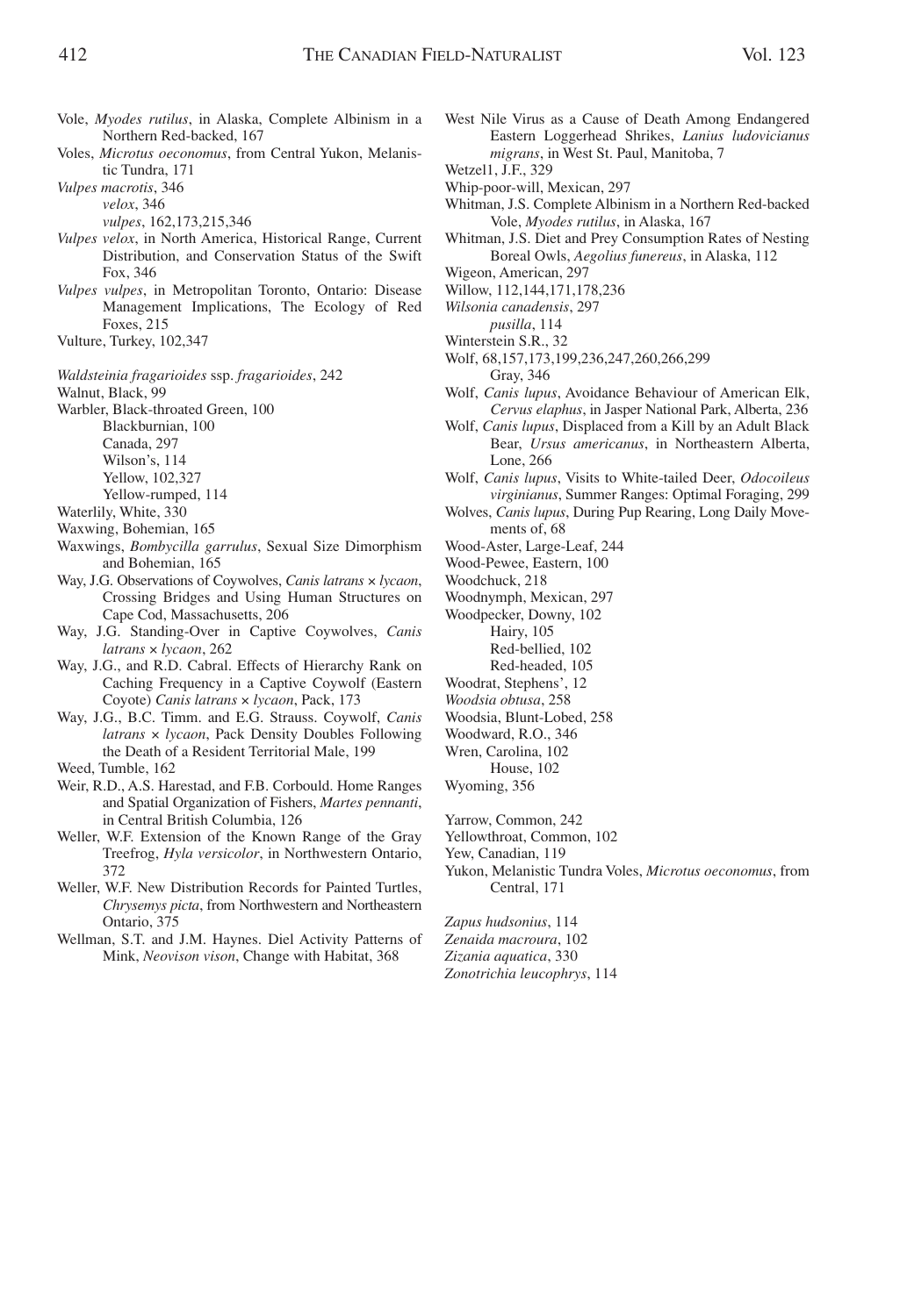Vole, *Myodes rutilus*, in Alaska, Complete Albinism in a Northern Red-backed, 167

Voles, *Microtus oeconomus*, from Central Yukon, Melanistic Tundra, 171

*Vulpes macrotis*, 346

*velox*, 346

*vulpes*, 162,173,215,346

*Vulpes velox*, in North America, Historical Range, Current Distribution, and Conservation Status of the Swift Fox, 346

*Vulpes vulpes*, in Metropolitan Toronto, Ontario: Disease Management Implications, The Ecology of Red Foxes, 215

Vulture, Turkey, 102,347

*Waldsteinia fragarioides* ssp. *fragarioides*, 242

Walnut, Black, 99

Warbler, Black-throated Green, 100

Blackburnian, 100

Canada, 297

Wilson's, 114

Yellow, 102,327

Yellow-rumped, 114

Waterlily, White, 330

Waxwing, Bohemian, 165

Waxwings, *Bombycilla garrulus*, Sexual Size Dimorphism and Bohemian, 165

Way, J.G. Observations of Coywolves, *Canis latrans* × *lycaon*, Crossing Bridges and Using Human Structures on Cape Cod, Massachusetts, 206

Way, J.G. Standing-Over in Captive Coywolves, *Canis latrans* × *lycaon*, 262

Way, J.G., and R.D. Cabral. Effects of Hierarchy Rank on Caching Frequency in a Captive Coywolf (Eastern Coyote) *Canis latrans* × *lycaon*, Pack, 173

Way, J.G., B.C. Timm. and E.G. Strauss. Coywolf, *Canis latrans* × *lycaon*, Pack Density Doubles Following the Death of a Resident Territorial Male, 199

Weed, Tumble, 162

Weir, R.D., A.S. Harestad, and F.B. Corbould. Home Ranges and Spatial Organization of Fishers, *Martes pennanti*, in Central British Columbia, 126

Weller, W.F. Extension of the Known Range of the Gray Treefrog, *Hyla versicolor*, in Northwestern Ontario, 372

Weller, W.F. New Distribution Records for Painted Turtles, *Chrysemys picta*, from Northwestern and Northeastern Ontario, 375

Wellman, S.T. and J.M. Haynes. Diel Activity Patterns of Mink, *Neovison vison*, Change with Habitat, 368

West Nile Virus as a Cause of Death Among Endangered Eastern Loggerhead Shrikes, *Lanius ludovicianus migrans*, in West St. Paul, Manitoba, 7

Wetzel1, J.F., 329

Whip-poor-will, Mexican, 297

Whitman, J.S. Complete Albinism in a Northern Red-backed Vole, *Myodes rutilus*, in Alaska, 167

Whitman, J.S. Diet and Prey Consumption Rates of Nesting Boreal Owls, *Aegolius funereus*, in Alaska, 112

Wigeon, American, 297

Willow, 112,144,171,178,236

*Wilsonia canadensis*, 297

*pusilla*, 114

Winterstein S.R., 32

Wolf, 68,157,173,199,236,247,260,266,299

Gray, 346

Wolf, *Canis lupus*, Avoidance Behaviour of American Elk, *Cervus elaphus*, in Jasper National Park, Alberta, 236

Wolf, *Canis lupus*, Displaced from a Kill by an Adult Black Bear, *Ursus americanus*, in Northeastern Alberta, Lone, 266

Wolf, *Canis lupus*, Visits to White-tailed Deer, *Odocoileus virginianus*, Summer Ranges: Optimal Foraging, 299

Wolves, *Canis lupus*, During Pup Rearing, Long Daily Movements of, 68

Wood-Aster, Large-Leaf, 244

Wood-Pewee, Eastern, 100

Woodchuck, 218

Woodnymph, Mexican, 297

Woodpecker, Downy, 102

Hairy, 105

Red-bellied, 102

Red-headed, 105

Woodrat, Stephens', 12

*Woodsia obtusa*, 258

Woodsia, Blunt-Lobed, 258

Woodward, R.O., 346

Wren, Carolina, 102

House, 102

Wyoming, 356

Yarrow, Common, 242

Yellowthroat, Common, 102

Yew, Canadian, 119

Yukon, Melanistic Tundra Voles, *Microtus oeconomus*, from Central, 171

*Zapus hudsonius*, 114

*Zenaida macroura*, 102

*Zizania aquatica*, 330

*Zonotrichia leucophrys*, 114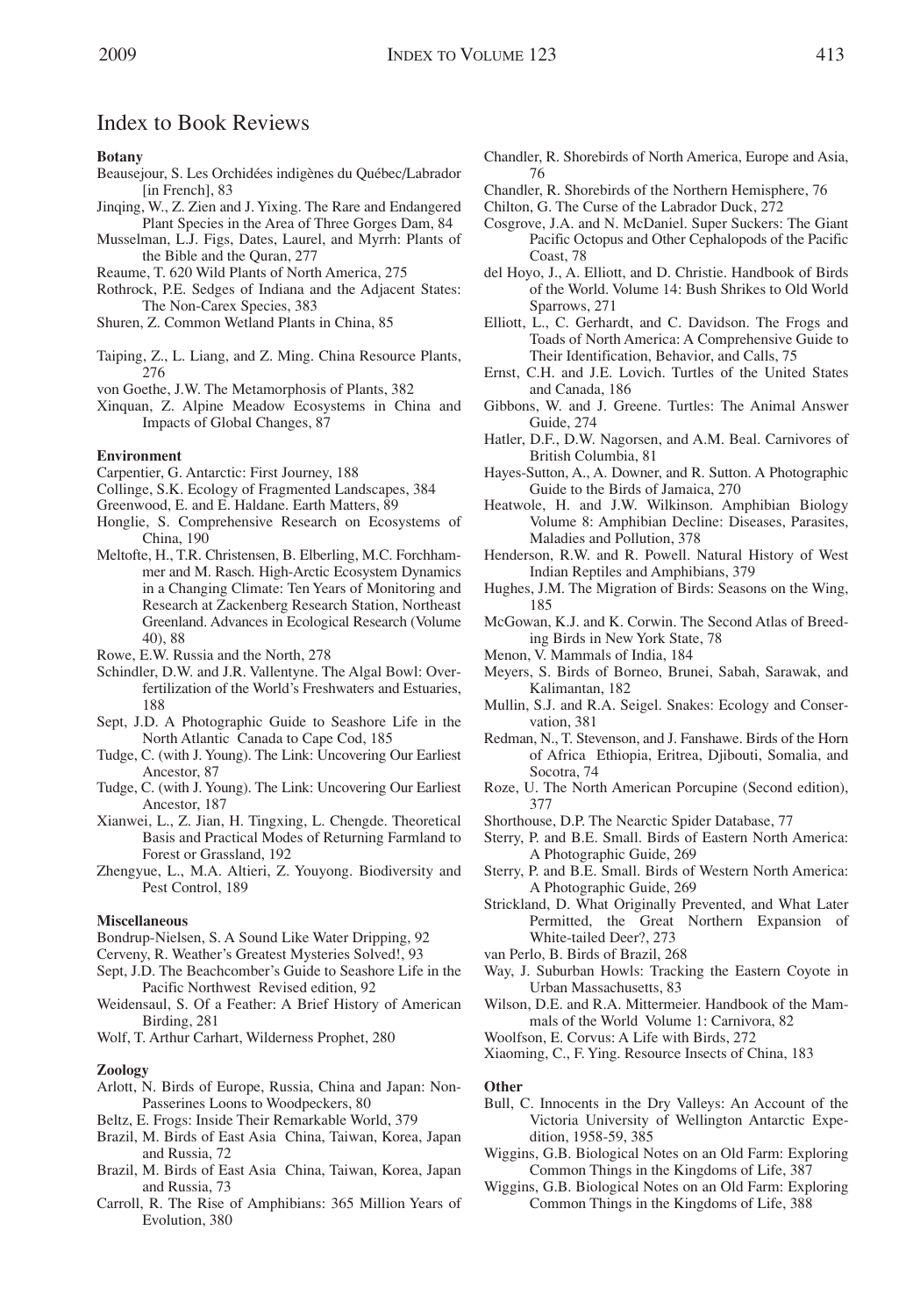# Index to Book Reviews

### Botany

- Beausejour, S. Les Orchidées indigènes du Québec/Labrador [in French], 83
- Jinqing, W., Z. Zien and J. Yixing. The Rare and Endangered Plant Species in the Area of Three Gorges Dam, 84
- Musselman, L.J. Figs, Dates, Laurel, and Myrrh: Plants of the Bible and the Quran, 277
- Reaume, T. 620 Wild Plants of North America, 275
- Rothrock, P.E. Sedges of Indiana and the Adjacent States: The Non-Carex Species, 383
- Shuren, Z. Common Wetland Plants in China, 85
- Taiping, Z., L. Liang, and Z. Ming. China Resource Plants, 276
- von Goethe, J.W. The Metamorphosis of Plants, 382
- Xinquan, Z. Alpine Meadow Ecosystems in China and Impacts of Global Changes, 87

### Environment

- Carpentier, G. Antarctic: First Journey, 188
- Collinge, S.K. Ecology of Fragmented Landscapes, 384
- Greenwood, E. and E. Haldane. Earth Matters, 89
- Honglie, S. Comprehensive Research on Ecosystems of China, 190
- Meltofte, H., T.R. Christensen, B. Elberling, M.C. Forchhammer and M. Rasch. High-Arctic Ecosystem Dynamics in a Changing Climate: Ten Years of Monitoring and Research at Zackenberg Research Station, Northeast Greenland. Advances in Ecological Research (Volume 40), 88
- Rowe, E.W. Russia and the North, 278
- Schindler, D.W. and J.R. Vallentyne. The Algal Bowl: Overfertilization of the World's Freshwaters and Estuaries, 188
- Sept, J.D. A Photographic Guide to Seashore Life in the North Atlantic Canada to Cape Cod, 185
- Tudge, C. (with J. Young). The Link: Uncovering Our Earliest Ancestor, 87
- Tudge, C. (with J. Young). The Link: Uncovering Our Earliest Ancestor, 187
- Xianwei, L., Z. Jian, H. Tingxing, L. Chengde. Theoretical Basis and Practical Modes of Returning Farmland to Forest or Grassland, 192
- Zhengyue, L., M.A. Altieri, Z. Youyong. Biodiversity and Pest Control, 189

### Miscellaneous

- Bondrup-Nielsen, S. A Sound Like Water Dripping, 92
- Cerveny, R. Weather's Greatest Mysteries Solved!, 93
- Sept, J.D. The Beachcomber's Guide to Seashore Life in the Pacific Northwest Revised edition, 92
- Weidensaul, S. Of a Feather: A Brief History of American Birding, 281
- Wolf, T. Arthur Carhart, Wilderness Prophet, 280

### Zoology

- Arlott, N. Birds of Europe, Russia, China and Japan: Non-Passerines Loons to Woodpeckers, 80
- Beltz, E. Frogs: Inside Their Remarkable World, 379
- Brazil, M. Birds of East Asia China, Taiwan, Korea, Japan and Russia, 72
- Brazil, M. Birds of East Asia China, Taiwan, Korea, Japan and Russia, 73
- Carroll, R. The Rise of Amphibians: 365 Million Years of Evolution, 380
- Chandler, R. Shorebirds of North America, Europe and Asia, 76
- Chandler, R. Shorebirds of the Northern Hemisphere, 76
- Chilton, G. The Curse of the Labrador Duck, 272
- Cosgrove, J.A. and N. McDaniel. Super Suckers: The Giant Pacific Octopus and Other Cephalopods of the Pacific Coast, 78
- del Hoyo, J., A. Elliott, and D. Christie. Handbook of Birds of the World. Volume 14: Bush Shrikes to Old World Sparrows, 271
- Elliott, L., C. Gerhardt, and C. Davidson. The Frogs and Toads of North America: A Comprehensive Guide to Their Identification, Behavior, and Calls, 75
- Ernst, C.H. and J.E. Lovich. Turtles of the United States and Canada, 186
- Gibbons, W. and J. Greene. Turtles: The Animal Answer Guide, 274
- Hatler, D.F., D.W. Nagorsen, and A.M. Beal. Carnivores of British Columbia, 81
- Hayes-Sutton, A., A. Downer, and R. Sutton. A Photographic Guide to the Birds of Jamaica, 270
- Heatwole, H. and J.W. Wilkinson. Amphibian Biology Volume 8: Amphibian Decline: Diseases, Parasites, Maladies and Pollution, 378
- Henderson, R.W. and R. Powell. Natural History of West Indian Reptiles and Amphibians, 379
- Hughes, J.M. The Migration of Birds: Seasons on the Wing, 185
- McGowan, K.J. and K. Corwin. The Second Atlas of Breeding Birds in New York State, 78
- Menon, V. Mammals of India, 184
- Meyers, S. Birds of Borneo, Brunei, Sabah, Sarawak, and Kalimantan, 182
- Mullin, S.J. and R.A. Seigel. Snakes: Ecology and Conservation, 381
- Redman, N., T. Stevenson, and J. Fanshawe. Birds of the Horn of Africa Ethiopia, Eritrea, Djibouti, Somalia, and Socotra, 74
- Roze, U. The North American Porcupine (Second edition), 377
- Shorthouse, D.P. The Nearctic Spider Database, 77
- Sterry, P. and B.E. Small. Birds of Eastern North America: A Photographic Guide, 269
- Sterry, P. and B.E. Small. Birds of Western North America: A Photographic Guide, 269
- Strickland, D. What Originally Prevented, and What Later Permitted, the Great Northern Expansion of White-tailed Deer?, 273
- van Perlo, B. Birds of Brazil, 268
- Way, J. Suburban Howls: Tracking the Eastern Coyote in Urban Massachusetts, 83
- Wilson, D.E. and R.A. Mittermeier. Handbook of the Mammals of the World Volume 1: Carnivora, 82
- Woolfson, E. Corvus: A Life with Birds, 272
- Xiaoming, C., F. Ying. Resource Insects of China, 183

### Other

- Bull, C. Innocents in the Dry Valleys: An Account of the Victoria University of Wellington Antarctic Expedition, 1958-59, 385
- Wiggins, G.B. Biological Notes on an Old Farm: Exploring Common Things in the Kingdoms of Life, 387
- Wiggins, G.B. Biological Notes on an Old Farm: Exploring Common Things in the Kingdoms of Life, 388